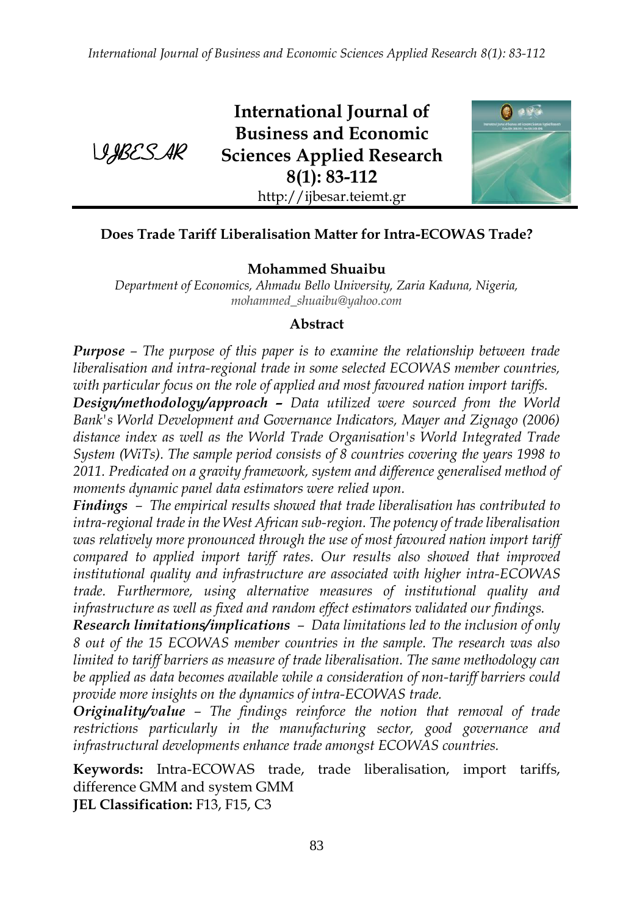IJBESAR

**International Journal of Business and Economic Sciences Applied Research 8(1): 83-112**

http://ijbesar.teiemt.gr

### Does Trade Tariff Liberalisation Matter for Intra-ECOWAS Trade?

**Mohammed Shuaibu**

*Department of Economics, Ahmadu Bello University, Zaria Kaduna, Nigeria, mohammed_shuaibu@yahoo.com*

#### Abstract

***Purpose*** *– The purpose of this paper is to examine the relationship between trade liberalisation and intra-regional trade in some selected ECOWAS member countries, with particular focus on the role of applied and most favoured nation import tariffs.*

***Design/methodology/approach –*** *Data utilized were sourced from the World Bank's World Development and Governance Indicators, Mayer and Zignago (2006) distance index as well as the World Trade Organisation's World Integrated Trade System (WiTs). The sample period consists of 8 countries covering the years 1998 to 2011. Predicated on a gravity framework, system and difference generalised method of moments dynamic panel data estimators were relied upon.*

***Findings*** *– The empirical results showed that trade liberalisation has contributed to intra-regional trade in the West African sub-region. The potency of trade liberalisation was relatively more pronounced through the use of most favoured nation import tariff compared to applied import tariff rates. Our results also showed that improved institutional quality and infrastructure are associated with higher intra-ECOWAS trade. Furthermore, using alternative measures of institutional quality and infrastructure as well as fixed and random effect estimators validated our findings.*

***Research limitations/implications*** *– Data limitations led to the inclusion of only 8 out of the 15 ECOWAS member countries in the sample. The research was also limited to tariff barriers as measure of trade liberalisation. The same methodology can be applied as data becomes available while a consideration of non-tariff barriers could provide more insights on the dynamics of intra-ECOWAS trade.*

***Originality/value*** *– The findings reinforce the notion that removal of trade restrictions particularly in the manufacturing sector, good governance and infrastructural developments enhance trade amongst ECOWAS countries.*

**Keywords:** Intra-ECOWAS trade, trade liberalisation, import tariffs, difference GMM and system GMM

**JEL Classification:** F13, F15, C3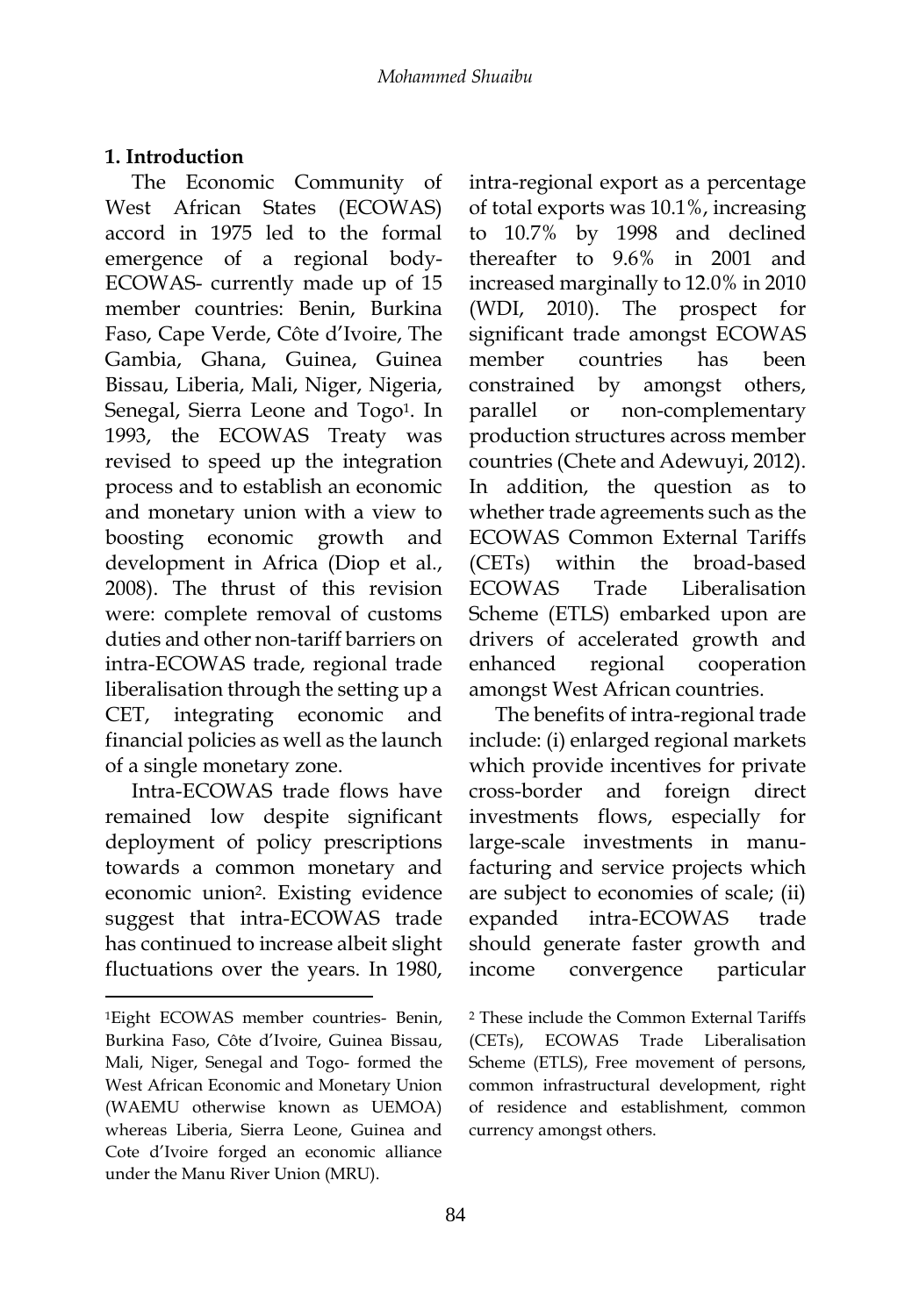## 1. Introduction

The Economic Community of West African States (ECOWAS) accord in 1975 led to the formal emergence of a regional body- ECOWAS- currently made up of 15 member countries: Benin, Burkina Faso, Cape Verde, Côte d'Ivoire, The Gambia, Ghana, Guinea, Guinea Bissau, Liberia, Mali, Niger, Nigeria, Senegal, Sierra Leone and Togo[1]. In 1993, the ECOWAS Treaty was revised to speed up the integration process and to establish an economic and monetary union with a view to boosting economic growth and development in Africa (Diop et al., 2008). The thrust of this revision were: complete removal of customs duties and other non-tariff barriers on intra-ECOWAS trade, regional trade liberalisation through the setting up a CET, integrating economic and financial policies as well as the launch of a single monetary zone.

Intra-ECOWAS trade flows have remained low despite significant deployment of policy prescriptions towards a common monetary and economic union[2]. Existing evidence suggest that intra-ECOWAS trade has continued to increase albeit slight fluctuations over the years. In 1980, intra-regional export as a percentage of total exports was 10.1%, increasing to 10.7% by 1998 and declined thereafter to 9.6% in 2001 and increased marginally to 12.0% in 2010 (WDI, 2010). The prospect for significant trade amongst ECOWAS member countries has been constrained by amongst others, parallel or non-complementary production structures across member countries (Chete and Adewuyi, 2012). In addition, the question as to whether trade agreements such as the ECOWAS Common External Tariffs (CETs) within the broad-based ECOWAS Trade Liberalisation Scheme (ETLS) embarked upon are drivers of accelerated growth and enhanced regional cooperation amongst West African countries.

The benefits of intra-regional trade include: (i) enlarged regional markets which provide incentives for private cross-border and foreign direct investments flows, especially for large-scale investments in manufacturing and service projects which are subject to economies of scale; (ii) expanded intra-ECOWAS trade should generate faster growth and income convergence particular

---

[1] Eight ECOWAS member countries- Benin, Burkina Faso, Côte d'Ivoire, Guinea Bissau, Mali, Niger, Senegal and Togo- formed the West African Economic and Monetary Union (WAEMU otherwise known as UEMOA) whereas Liberia, Sierra Leone, Guinea and Cote d'Ivoire forged an economic alliance under the Manu River Union (MRU).

[2] These include the Common External Tariffs (CETs), ECOWAS Trade Liberalisation Scheme (ETLS), Free movement of persons, common infrastructural development, right of residence and establishment, common currency amongst others.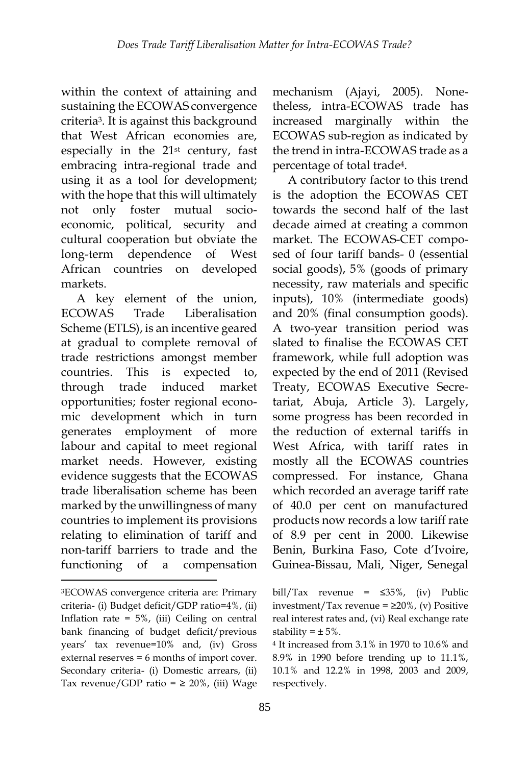within the context of attaining and sustaining the ECOWAS convergence criteria[3]. It is against this background that West African economies are, especially in the 21st century, fast embracing intra-regional trade and using it as a tool for development; with the hope that this will ultimately not only foster mutual socio-economic, political, security and cultural cooperation but obviate the long-term dependence of West African countries on developed markets.

A key element of the union, ECOWAS Trade Liberalisation Scheme (ETLS), is an incentive geared at gradual to complete removal of trade restrictions amongst member countries. This is expected to, through trade induced market opportunities; foster regional economic development which in turn generates employment of more labour and capital to meet regional market needs. However, existing evidence suggests that the ECOWAS trade liberalisation scheme has been marked by the unwillingness of many countries to implement its provisions relating to elimination of tariff and non-tariff barriers to trade and the functioning of a compensation mechanism (Ajayi, 2005). Nonetheless, intra-ECOWAS trade has increased marginally within the ECOWAS sub-region as indicated by the trend in intra-ECOWAS trade as a percentage of total trade[4].

A contributory factor to this trend is the adoption the ECOWAS CET towards the second half of the last decade aimed at creating a common market. The ECOWAS-CET composed of four tariff bands- 0 (essential social goods), 5% (goods of primary necessity, raw materials and specific inputs), 10% (intermediate goods) and 20% (final consumption goods). A two-year transition period was slated to finalise the ECOWAS CET framework, while full adoption was expected by the end of 2011 (Revised Treaty, ECOWAS Executive Secretariat, Abuja, Article 3). Largely, some progress has been recorded in the reduction of external tariffs in West Africa, with tariff rates in mostly all the ECOWAS countries compressed. For instance, Ghana which recorded an average tariff rate of 40.0 per cent on manufactured products now records a low tariff rate of 8.9 per cent in 2000. Likewise Benin, Burkina Faso, Cote d'Ivoire, Guinea-Bissau, Mali, Niger, Senegal

---

[3] ECOWAS convergence criteria are: Primary criteria- (i) Budget deficit/GDP ratio=4%, (ii) Inflation rate = 5%, (iii) Ceiling on central bank financing of budget deficit/previous years' tax revenue=10% and, (iv) Gross external reserves = 6 months of import cover. Secondary criteria- (i) Domestic arrears, (ii) Tax revenue/GDP ratio = ≥ 20%, (iii) Wage bill/Tax revenue = ≤35%, (iv) Public investment/Tax revenue = ≥20%, (v) Positive real interest rates and, (vi) Real exchange rate stability = ± 5%.

[4] It increased from 3.1% in 1970 to 10.6% and 8.9% in 1990 before trending up to 11.1%, 10.1% and 12.2% in 1998, 2003 and 2009, respectively.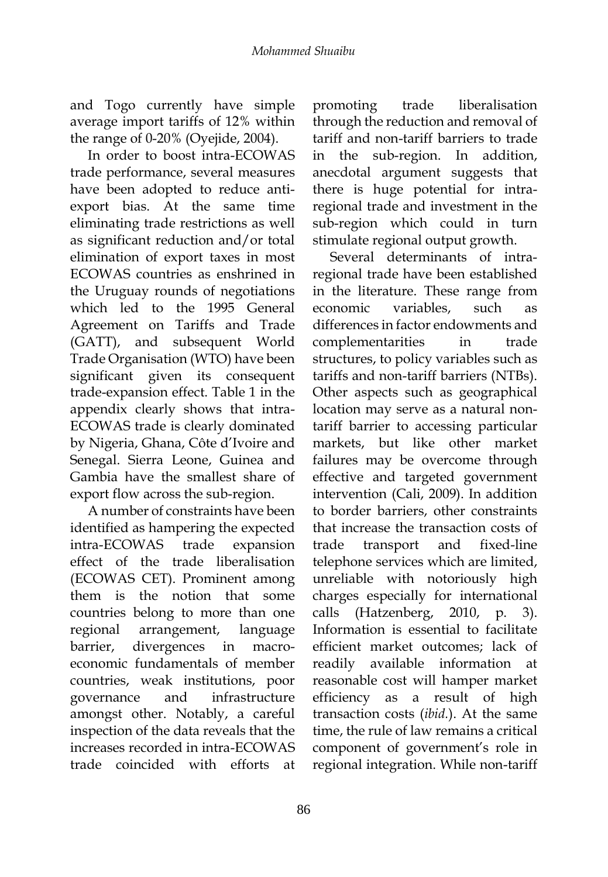and Togo currently have simple average import tariffs of 12% within the range of 0-20% (Oyejide, 2004).

In order to boost intra-ECOWAS trade performance, several measures have been adopted to reduce anti-export bias. At the same time eliminating trade restrictions as well as significant reduction and/or total elimination of export taxes in most ECOWAS countries as enshrined in the Uruguay rounds of negotiations which led to the 1995 General Agreement on Tariffs and Trade (GATT), and subsequent World Trade Organisation (WTO) have been significant given its consequent trade-expansion effect. Table 1 in the appendix clearly shows that intra-ECOWAS trade is clearly dominated by Nigeria, Ghana, Côte d'Ivoire and Senegal. Sierra Leone, Guinea and Gambia have the smallest share of export flow across the sub-region.

A number of constraints have been identified as hampering the expected intra-ECOWAS trade expansion effect of the trade liberalisation (ECOWAS CET). Prominent among them is the notion that some countries belong to more than one regional arrangement, language barrier, divergences in macro-economic fundamentals of member countries, weak institutions, poor governance and infrastructure amongst other. Notably, a careful inspection of the data reveals that the increases recorded in intra-ECOWAS trade coincided with efforts at promoting trade liberalisation through the reduction and removal of tariff and non-tariff barriers to trade in the sub-region. In addition, anecdotal argument suggests that there is huge potential for intra-regional trade and investment in the sub-region which could in turn stimulate regional output growth.

Several determinants of intra-regional trade have been established in the literature. These range from economic variables, such as differences in factor endowments and complementarities in trade structures, to policy variables such as tariffs and non-tariff barriers (NTBs). Other aspects such as geographical location may serve as a natural non-tariff barrier to accessing particular markets, but like other market failures may be overcome through effective and targeted government intervention (Cali, 2009). In addition to border barriers, other constraints that increase the transaction costs of trade transport and fixed-line telephone services which are limited, unreliable with notoriously high charges especially for international calls (Hatzenberg, 2010, p. 3). Information is essential to facilitate efficient market outcomes; lack of readily available information at reasonable cost will hamper market efficiency as a result of high transaction costs (*ibid.*). At the same time, the rule of law remains a critical component of government's role in regional integration. While non-tariff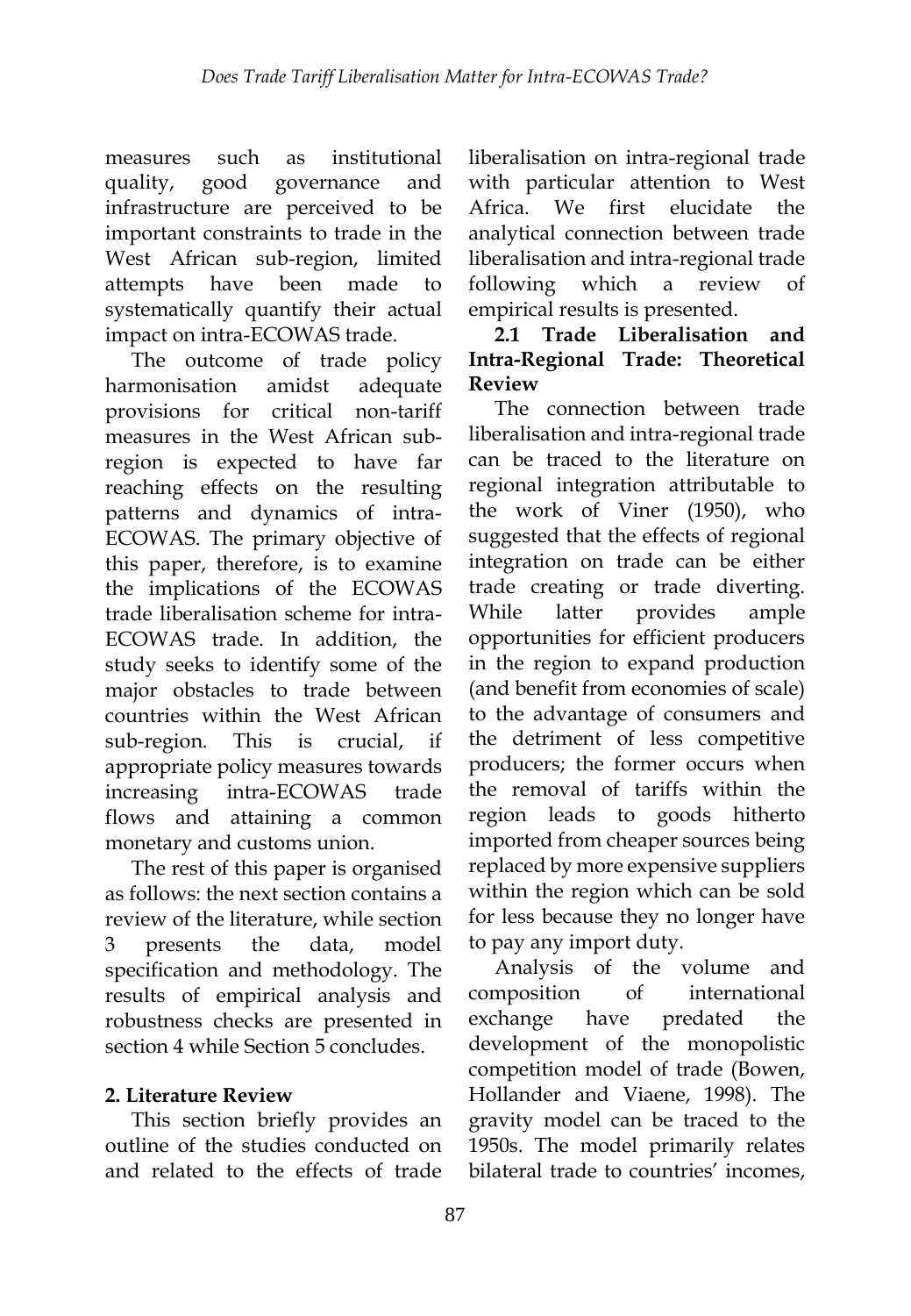measures such as institutional quality, good governance and infrastructure are perceived to be important constraints to trade in the West African sub-region, limited attempts have been made to systematically quantify their actual impact on intra-ECOWAS trade.

The outcome of trade policy harmonisation amidst adequate provisions for critical non-tariff measures in the West African sub-region is expected to have far reaching effects on the resulting patterns and dynamics of intra-ECOWAS. The primary objective of this paper, therefore, is to examine the implications of the ECOWAS trade liberalisation scheme for intra-ECOWAS trade. In addition, the study seeks to identify some of the major obstacles to trade between countries within the West African sub-region. This is crucial, if appropriate policy measures towards increasing intra-ECOWAS trade flows and attaining a common monetary and customs union.

The rest of this paper is organised as follows: the next section contains a review of the literature, while section 3 presents the data, model specification and methodology. The results of empirical analysis and robustness checks are presented in section 4 while Section 5 concludes.

## 2. Literature Review

This section briefly provides an outline of the studies conducted on and related to the effects of trade liberalisation on intra-regional trade with particular attention to West Africa. We first elucidate the analytical connection between trade liberalisation and intra-regional trade following which a review of empirical results is presented.

### 2.1 Trade Liberalisation and Intra-Regional Trade: Theoretical Review

The connection between trade liberalisation and intra-regional trade can be traced to the literature on regional integration attributable to the work of Viner (1950), who suggested that the effects of regional integration on trade can be either trade creating or trade diverting. While latter provides ample opportunities for efficient producers in the region to expand production (and benefit from economies of scale) to the advantage of consumers and the detriment of less competitive producers; the former occurs when the removal of tariffs within the region leads to goods hitherto imported from cheaper sources being replaced by more expensive suppliers within the region which can be sold for less because they no longer have to pay any import duty.

Analysis of the volume and composition of international exchange have predated the development of the monopolistic competition model of trade (Bowen, Hollander and Viaene, 1998). The gravity model can be traced to the 1950s. The model primarily relates bilateral trade to countries' incomes,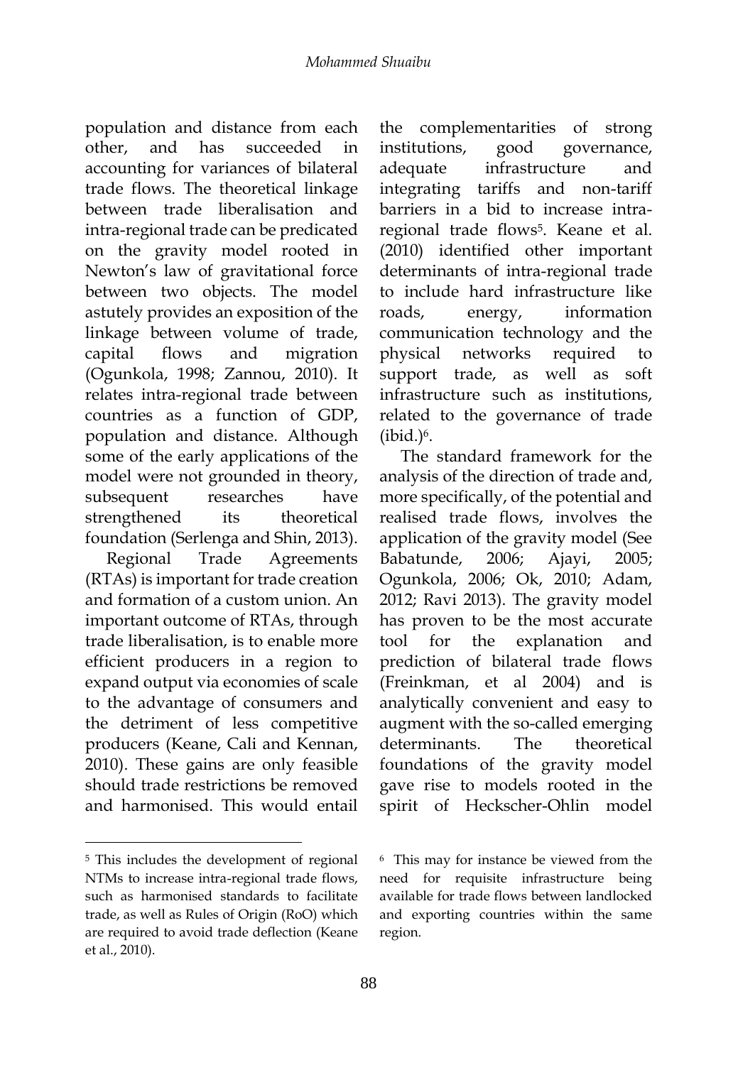population and distance from each other, and has succeeded in accounting for variances of bilateral trade flows. The theoretical linkage between trade liberalisation and intra-regional trade can be predicated on the gravity model rooted in Newton's law of gravitational force between two objects. The model astutely provides an exposition of the linkage between volume of trade, capital flows and migration (Ogunkola, 1998; Zannou, 2010). It relates intra-regional trade between countries as a function of GDP, population and distance. Although some of the early applications of the model were not grounded in theory, subsequent researches have strengthened its theoretical foundation (Serlenga and Shin, 2013).

Regional Trade Agreements (RTAs) is important for trade creation and formation of a custom union. An important outcome of RTAs, through trade liberalisation, is to enable more efficient producers in a region to expand output via economies of scale to the advantage of consumers and the detriment of less competitive producers (Keane, Cali and Kennan, 2010). These gains are only feasible should trade restrictions be removed and harmonised. This would entail the complementarities of strong institutions, good governance, adequate infrastructure and integrating tariffs and non-tariff barriers in a bid to increase intra-regional trade flows[5]. Keane et al. (2010) identified other important determinants of intra-regional trade to include hard infrastructure like roads, energy, information communication technology and the physical networks required to support trade, as well as soft infrastructure such as institutions, related to the governance of trade (ibid.)[6].

The standard framework for the analysis of the direction of trade and, more specifically, of the potential and realised trade flows, involves the application of the gravity model (See Babatunde, 2006; Ajayi, 2005; Ogunkola, 2006; Ok, 2010; Adam, 2012; Ravi 2013). The gravity model has proven to be the most accurate tool for the explanation and prediction of bilateral trade flows (Freinkman, et al 2004) and is analytically convenient and easy to augment with the so-called emerging determinants. The theoretical foundations of the gravity model gave rise to models rooted in the spirit of Heckscher-Ohlin model

[5] This includes the development of regional NTMs to increase intra-regional trade flows, such as harmonised standards to facilitate trade, as well as Rules of Origin (RoO) which are required to avoid trade deflection (Keane et al., 2010).

[6] This may for instance be viewed from the need for requisite infrastructure being available for trade flows between landlocked and exporting countries within the same region.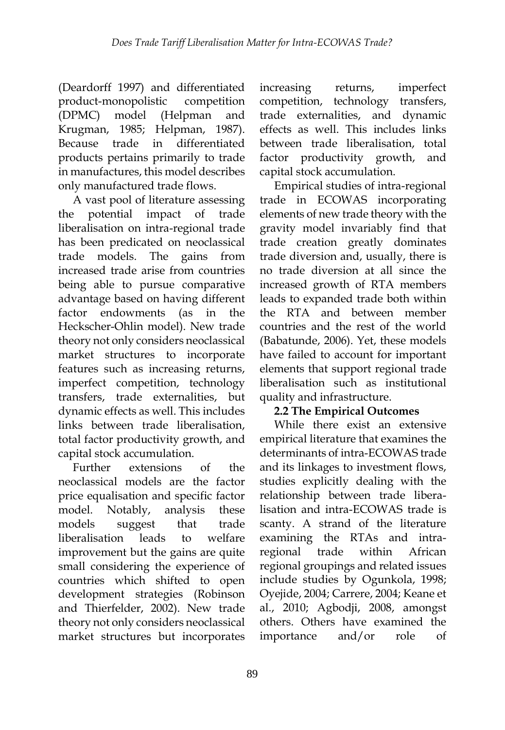(Deardorff 1997) and differentiated product-monopolistic competition (DPMC) model (Helpman and Krugman, 1985; Helpman, 1987). Because trade in differentiated products pertains primarily to trade in manufactures, this model describes only manufactured trade flows.

A vast pool of literature assessing the potential impact of trade liberalisation on intra-regional trade has been predicated on neoclassical trade models. The gains from increased trade arise from countries being able to pursue comparative advantage based on having different factor endowments (as in the Heckscher-Ohlin model). New trade theory not only considers neoclassical market structures to incorporate features such as increasing returns, imperfect competition, technology transfers, trade externalities, but dynamic effects as well. This includes links between trade liberalisation, total factor productivity growth, and capital stock accumulation.

Further extensions of the neoclassical models are the factor price equalisation and specific factor model. Notably, analysis these models suggest that trade liberalisation leads to welfare improvement but the gains are quite small considering the experience of countries which shifted to open development strategies (Robinson and Thierfelder, 2002). New trade theory not only considers neoclassical market structures but incorporates increasing returns, imperfect competition, technology transfers, trade externalities, and dynamic effects as well. This includes links between trade liberalisation, total factor productivity growth, and capital stock accumulation.

Empirical studies of intra-regional trade in ECOWAS incorporating elements of new trade theory with the gravity model invariably find that trade creation greatly dominates trade diversion and, usually, there is no trade diversion at all since the increased growth of RTA members leads to expanded trade both within the RTA and between member countries and the rest of the world (Babatunde, 2006). Yet, these models have failed to account for important elements that support regional trade liberalisation such as institutional quality and infrastructure.

## 2.2 The Empirical Outcomes

While there exist an extensive empirical literature that examines the determinants of intra-ECOWAS trade and its linkages to investment flows, studies explicitly dealing with the relationship between trade liberalisation and intra-ECOWAS trade is scanty. A strand of the literature examining the RTAs and intra-regional trade within African regional groupings and related issues include studies by Ogunkola, 1998; Oyejide, 2004; Carrere, 2004; Keane et al., 2010; Agbodji, 2008, amongst others. Others have examined the importance and/or role of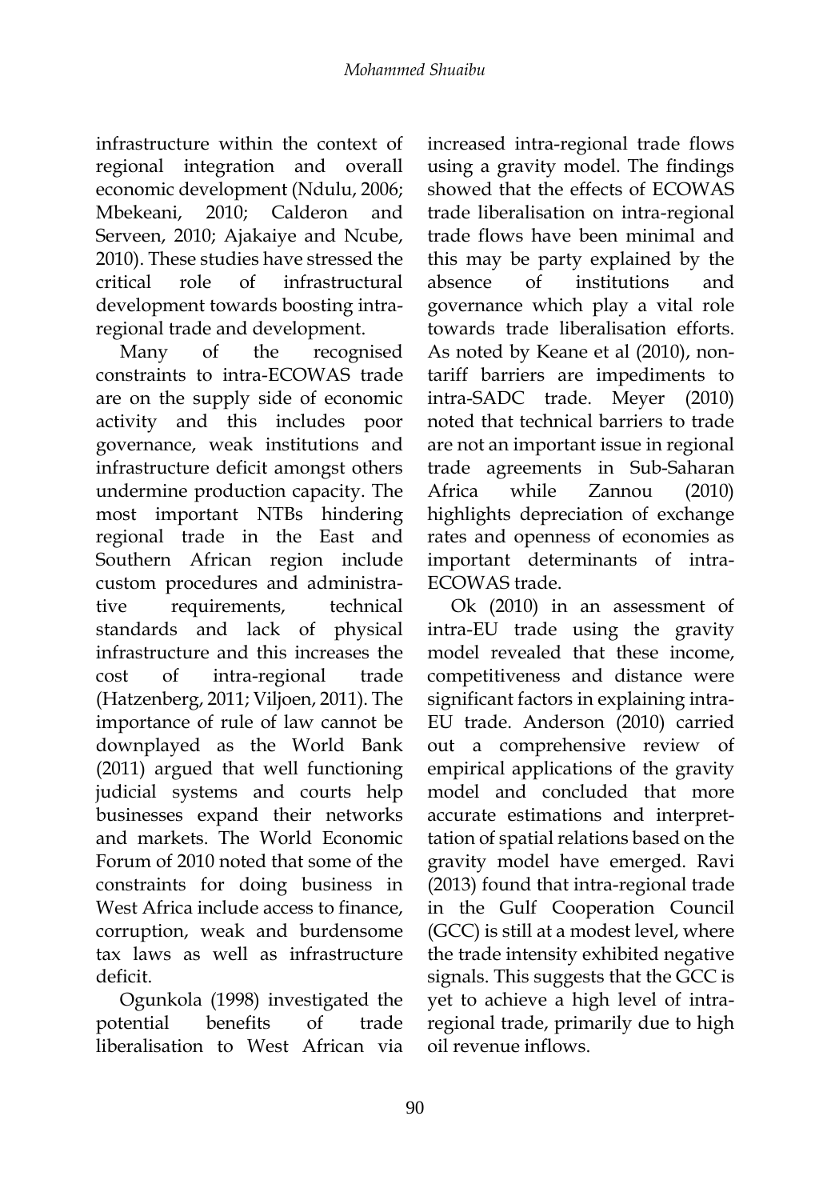infrastructure within the context of regional integration and overall economic development (Ndulu, 2006; Mbekeani, 2010; Calderon and Serveen, 2010; Ajakaiye and Ncube, 2010). These studies have stressed the critical role of infrastructural development towards boosting intra-regional trade and development.

Many of the recognised constraints to intra-ECOWAS trade are on the supply side of economic activity and this includes poor governance, weak institutions and infrastructure deficit amongst others undermine production capacity. The most important NTBs hindering regional trade in the East and Southern African region include custom procedures and administrative requirements, technical standards and lack of physical infrastructure and this increases the cost of intra-regional trade (Hatzenberg, 2011; Viljoen, 2011). The importance of rule of law cannot be downplayed as the World Bank (2011) argued that well functioning judicial systems and courts help businesses expand their networks and markets. The World Economic Forum of 2010 noted that some of the constraints for doing business in West Africa include access to finance, corruption, weak and burdensome tax laws as well as infrastructure deficit.

Ogunkola (1998) investigated the potential benefits of trade liberalisation to West African via increased intra-regional trade flows using a gravity model. The findings showed that the effects of ECOWAS trade liberalisation on intra-regional trade flows have been minimal and this may be party explained by the absence of institutions and governance which play a vital role towards trade liberalisation efforts. As noted by Keane et al (2010), non-tariff barriers are impediments to intra-SADC trade. Meyer (2010) noted that technical barriers to trade are not an important issue in regional trade agreements in Sub-Saharan Africa while Zannou (2010) highlights depreciation of exchange rates and openness of economies as important determinants of intra-ECOWAS trade.

Ok (2010) in an assessment of intra-EU trade using the gravity model revealed that these income, competitiveness and distance were significant factors in explaining intra-EU trade. Anderson (2010) carried out a comprehensive review of empirical applications of the gravity model and concluded that more accurate estimations and interprettation of spatial relations based on the gravity model have emerged. Ravi (2013) found that intra-regional trade in the Gulf Cooperation Council (GCC) is still at a modest level, where the trade intensity exhibited negative signals. This suggests that the GCC is yet to achieve a high level of intra-regional trade, primarily due to high oil revenue inflows.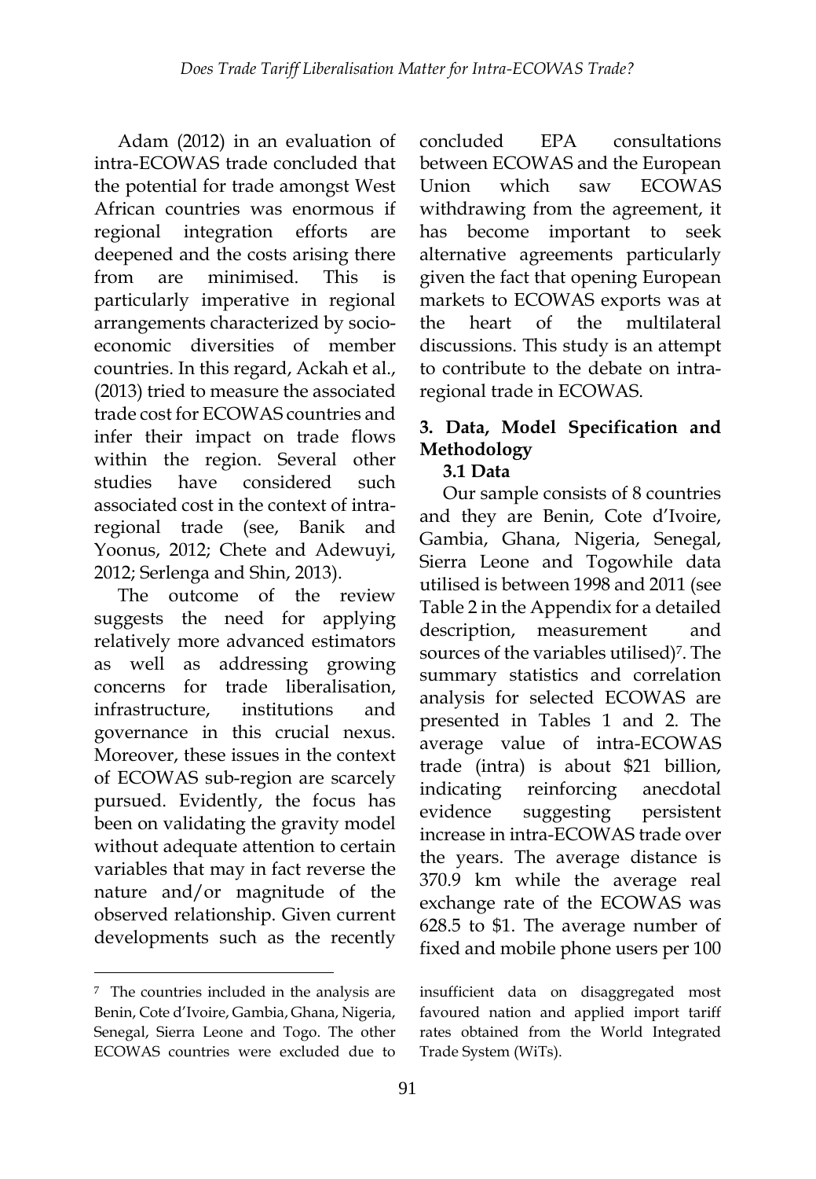Adam (2012) in an evaluation of intra-ECOWAS trade concluded that the potential for trade amongst West African countries was enormous if regional integration efforts are deepened and the costs arising there from are minimised. This is particularly imperative in regional arrangements characterized by socio-economic diversities of member countries. In this regard, Ackah et al., (2013) tried to measure the associated trade cost for ECOWAS countries and infer their impact on trade flows within the region. Several other studies have considered such associated cost in the context of intra-regional trade (see, Banik and Yoonus, 2012; Chete and Adewuyi, 2012; Serlenga and Shin, 2013).

The outcome of the review suggests the need for applying relatively more advanced estimators as well as addressing growing concerns for trade liberalisation, infrastructure, institutions and governance in this crucial nexus. Moreover, these issues in the context of ECOWAS sub-region are scarcely pursued. Evidently, the focus has been on validating the gravity model without adequate attention to certain variables that may in fact reverse the nature and/or magnitude of the observed relationship. Given current developments such as the recently concluded EPA consultations between ECOWAS and the European Union which saw ECOWAS withdrawing from the agreement, it has become important to seek alternative agreements particularly given the fact that opening European markets to ECOWAS exports was at the heart of the multilateral discussions. This study is an attempt to contribute to the debate on intra-regional trade in ECOWAS.

## 3. Data, Model Specification and Methodology

### 3.1 Data

Our sample consists of 8 countries and they are Benin, Cote d'Ivoire, Gambia, Ghana, Nigeria, Senegal, Sierra Leone and Togowhile data utilised is between 1998 and 2011 (see Table 2 in the Appendix for a detailed description, measurement and sources of the variables utilised)[7]. The summary statistics and correlation analysis for selected ECOWAS are presented in Tables 1 and 2. The average value of intra-ECOWAS trade (intra) is about \$21 billion, indicating reinforcing anecdotal evidence suggesting persistent increase in intra-ECOWAS trade over the years. The average distance is 370.9 km while the average real exchange rate of the ECOWAS was 628.5 to \$1. The average number of fixed and mobile phone users per 100

[7] The countries included in the analysis are Benin, Cote d'Ivoire, Gambia, Ghana, Nigeria, Senegal, Sierra Leone and Togo. The other ECOWAS countries were excluded due to insufficient data on disaggregated most favoured nation and applied import tariff rates obtained from the World Integrated Trade System (WiTs).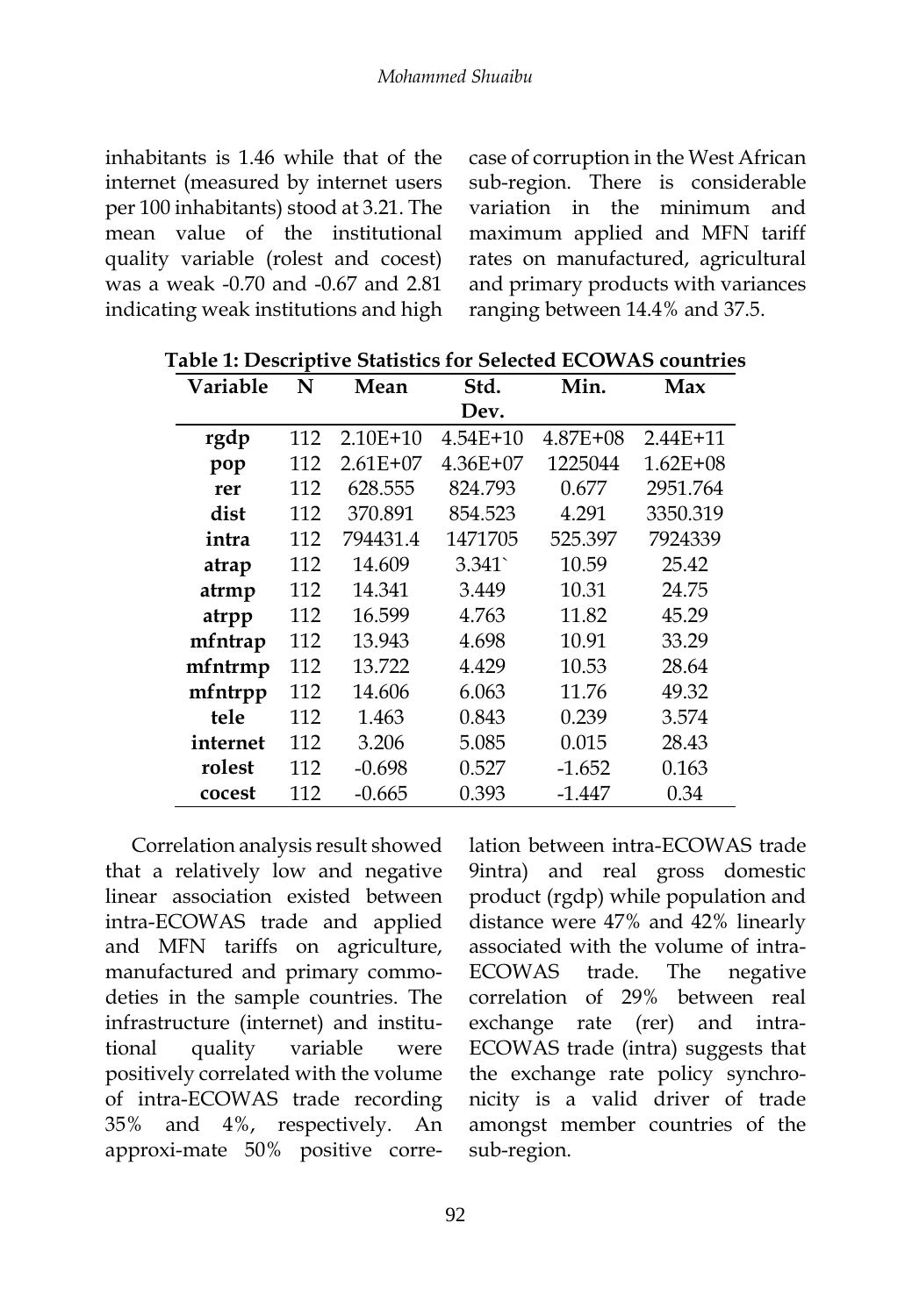inhabitants is 1.46 while that of the internet (measured by internet users per 100 inhabitants) stood at 3.21. The mean value of the institutional quality variable (rolest and cocest) was a weak -0.70 and -0.67 and 2.81 indicating weak institutions and high case of corruption in the West African sub-region. There is considerable variation in the minimum and maximum applied and MFN tariff rates on manufactured, agricultural and primary products with variances ranging between 14.4% and 37.5.

**Table 1: Descriptive Statistics for Selected ECOWAS countries**

| Variable | N | Mean | Std. Dev. | Min. | Max |
|---|---|---|---|---|---|
| **rgdp** | 112 | 2.10E+10 | 4.54E+10 | 4.87E+08 | 2.44E+11 |
| **pop** | 112 | 2.61E+07 | 4.36E+07 | 1225044 | 1.62E+08 |
| **rer** | 112 | 628.555 | 824.793 | 0.677 | 2951.764 |
| **dist** | 112 | 370.891 | 854.523 | 4.291 | 3350.319 |
| **intra** | 112 | 794431.4 | 1471705 | 525.397 | 7924339 |
| **atrap** | 112 | 14.609 | 3.341` | 10.59 | 25.42 |
| **atrmp** | 112 | 14.341 | 3.449 | 10.31 | 24.75 |
| **atrpp** | 112 | 16.599 | 4.763 | 11.82 | 45.29 |
| **mfntrap** | 112 | 13.943 | 4.698 | 10.91 | 33.29 |
| **mfntrmp** | 112 | 13.722 | 4.429 | 10.53 | 28.64 |
| **mfntrpp** | 112 | 14.606 | 6.063 | 11.76 | 49.32 |
| **tele** | 112 | 1.463 | 0.843 | 0.239 | 3.574 |
| **internet** | 112 | 3.206 | 5.085 | 0.015 | 28.43 |
| **rolest** | 112 | -0.698 | 0.527 | -1.652 | 0.163 |
| **cocest** | 112 | -0.665 | 0.393 | -1.447 | 0.34 |

Correlation analysis result showed that a relatively low and negative linear association existed between intra-ECOWAS trade and applied and MFN tariffs on agriculture, manufactured and primary commodeties in the sample countries. The infrastructure (internet) and institutional quality variable were positively correlated with the volume of intra-ECOWAS trade recording 35% and 4%, respectively. An approxi-mate 50% positive correlation between intra-ECOWAS trade 9intra) and real gross domestic product (rgdp) while population and distance were 47% and 42% linearly associated with the volume of intra-ECOWAS trade. The negative correlation of 29% between real exchange rate (rer) and intra-ECOWAS trade (intra) suggests that the exchange rate policy synchronicity is a valid driver of trade amongst member countries of the sub-region.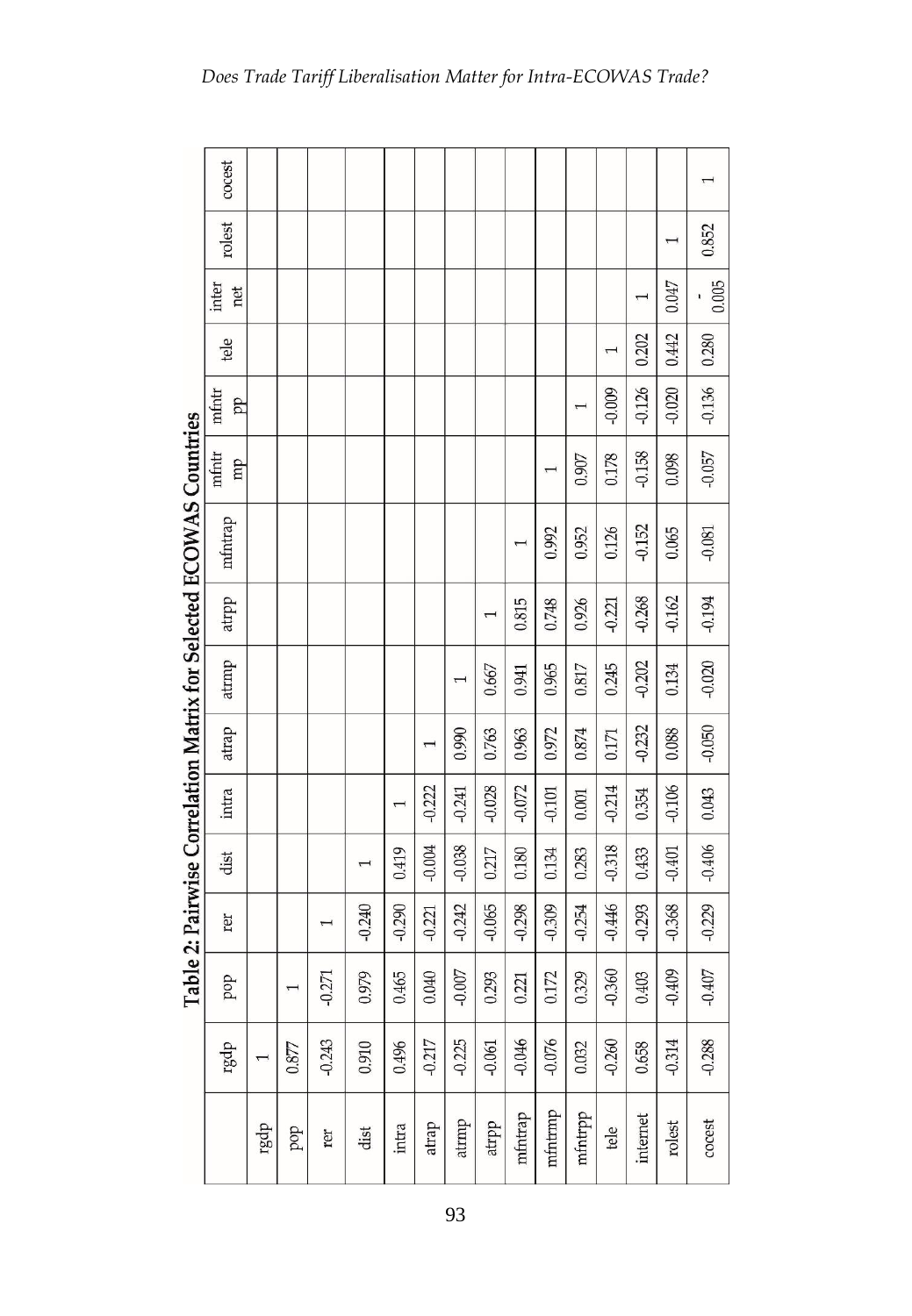**Table 2: Pairwise Correlation Matrix for Selected ECOWAS Countries**

| | rgdp | pop | rer | dist | intra | atrap | atrmp | atrpp | mfntrap | mfntrmp | mfntrpp | tele | internet | rolest | cocest |
|---|---|---|---|---|---|---|---|---|---|---|---|---|---|---|---|
| rgdp | 1 | | | | | | | | | | | | | | |
| pop | 0.877 | 1 | | | | | | | | | | | | | |
| rer | -0.243 | -0.271 | 1 | | | | | | | | | | | | |
| dist | 0.910 | 0.979 | -0.240 | 1 | | | | | | | | | | | |
| intra | 0.496 | 0.465 | -0.290 | 0.419 | 1 | | | | | | | | | | |
| atrap | -0.217 | 0.040 | -0.221 | -0.004 | -0.222 | 1 | | | | | | | | | |
| atrmp | -0.225 | -0.007 | -0.242 | -0.038 | -0.241 | 0.990 | 1 | | | | | | | | |
| atrpp | -0.061 | 0.293 | -0.065 | 0.217 | -0.028 | 0.763 | 0.667 | 1 | | | | | | | |
| mfntrap | -0.046 | 0.221 | -0.298 | 0.180 | -0.072 | 0.963 | 0.941 | 0.815 | 1 | | | | | | |
| mfntrmp | -0.076 | 0.172 | -0.309 | 0.134 | -0.101 | 0.972 | 0.965 | 0.748 | 0.992 | 1 | | | | | |
| mfntrpp | 0.032 | 0.329 | -0.254 | 0.283 | 0.001 | 0.874 | 0.817 | 0.926 | 0.952 | 0.907 | 1 | | | | |
| tele | -0.260 | -0.360 | -0.446 | -0.318 | -0.214 | 0.171 | 0.245 | -0.221 | 0.126 | 0.178 | -0.009 | 1 | | | |
| internet | 0.658 | 0.403 | -0.293 | 0.433 | 0.354 | -0.232 | -0.202 | -0.268 | -0.152 | -0.158 | -0.126 | 0.202 | 1 | | |
| rolest | -0.314 | -0.409 | -0.368 | -0.401 | -0.106 | 0.088 | 0.134 | -0.162 | 0.065 | 0.098 | -0.020 | 0.442 | 0.047 | 1 | |
| cocest | -0.288 | -0.407 | -0.229 | -0.406 | 0.043 | -0.050 | -0.020 | -0.194 | -0.081 | -0.057 | -0.136 | 0.280 | -0.005 | 0.852 | 1 |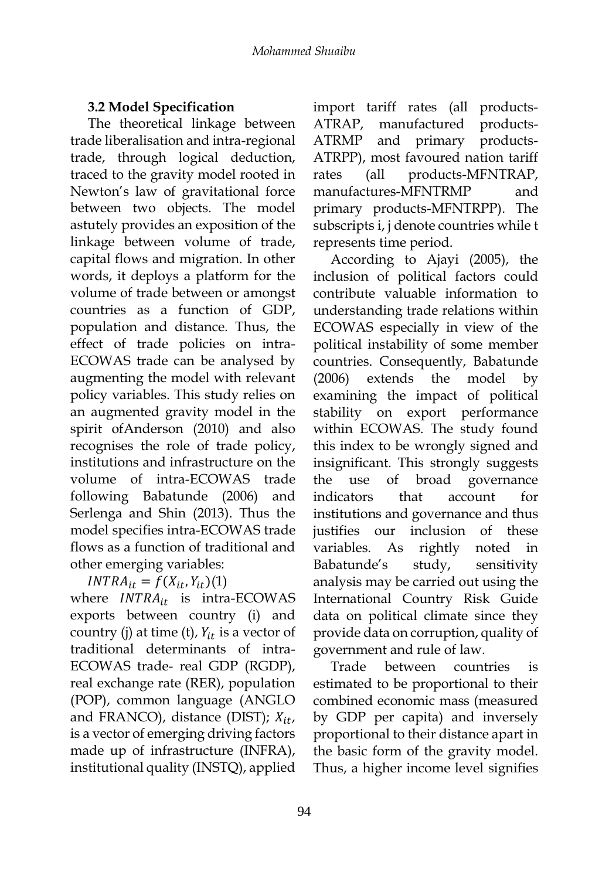### 3.2 Model Specification

The theoretical linkage between trade liberalisation and intra-regional trade, through logical deduction, traced to the gravity model rooted in Newton's law of gravitational force between two objects. The model astutely provides an exposition of the linkage between volume of trade, capital flows and migration. In other words, it deploys a platform for the volume of trade between or amongst countries as a function of GDP, population and distance. Thus, the effect of trade policies on intra-ECOWAS trade can be analysed by augmenting the model with relevant policy variables. This study relies on an augmented gravity model in the spirit ofAnderson (2010) and also recognises the role of trade policy, institutions and infrastructure on the volume of intra-ECOWAS trade following Babatunde (2006) and Serlenga and Shin (2013). Thus the model specifies intra-ECOWAS trade flows as a function of traditional and other emerging variables:

$INTRA_{it} = f(X_{it}, Y_{it})$(1)

where $INTRA_{it}$ is intra-ECOWAS exports between country (i) and country (j) at time (t), $Y_{it}$ is a vector of traditional determinants of intra-ECOWAS trade- real GDP (RGDP), real exchange rate (RER), population (POP), common language (ANGLO and FRANCO), distance (DIST); $X_{it}$, is a vector of emerging driving factors made up of infrastructure (INFRA), institutional quality (INSTQ), applied import tariff rates (all products-ATRAP, manufactured products-ATRMP and primary products-ATRPP), most favoured nation tariff rates (all products-MFNTRAP, manufactures-MFNTRMP and primary products-MFNTRPP). The subscripts i, j denote countries while t represents time period.

According to Ajayi (2005), the inclusion of political factors could contribute valuable information to understanding trade relations within ECOWAS especially in view of the political instability of some member countries. Consequently, Babatunde (2006) extends the model by examining the impact of political stability on export performance within ECOWAS. The study found this index to be wrongly signed and insignificant. This strongly suggests the use of broad governance indicators that account for institutions and governance and thus justifies our inclusion of these variables. As rightly noted in Babatunde's study, sensitivity analysis may be carried out using the International Country Risk Guide data on political climate since they provide data on corruption, quality of government and rule of law.

Trade between countries is estimated to be proportional to their combined economic mass (measured by GDP per capita) and inversely proportional to their distance apart in the basic form of the gravity model. Thus, a higher income level signifies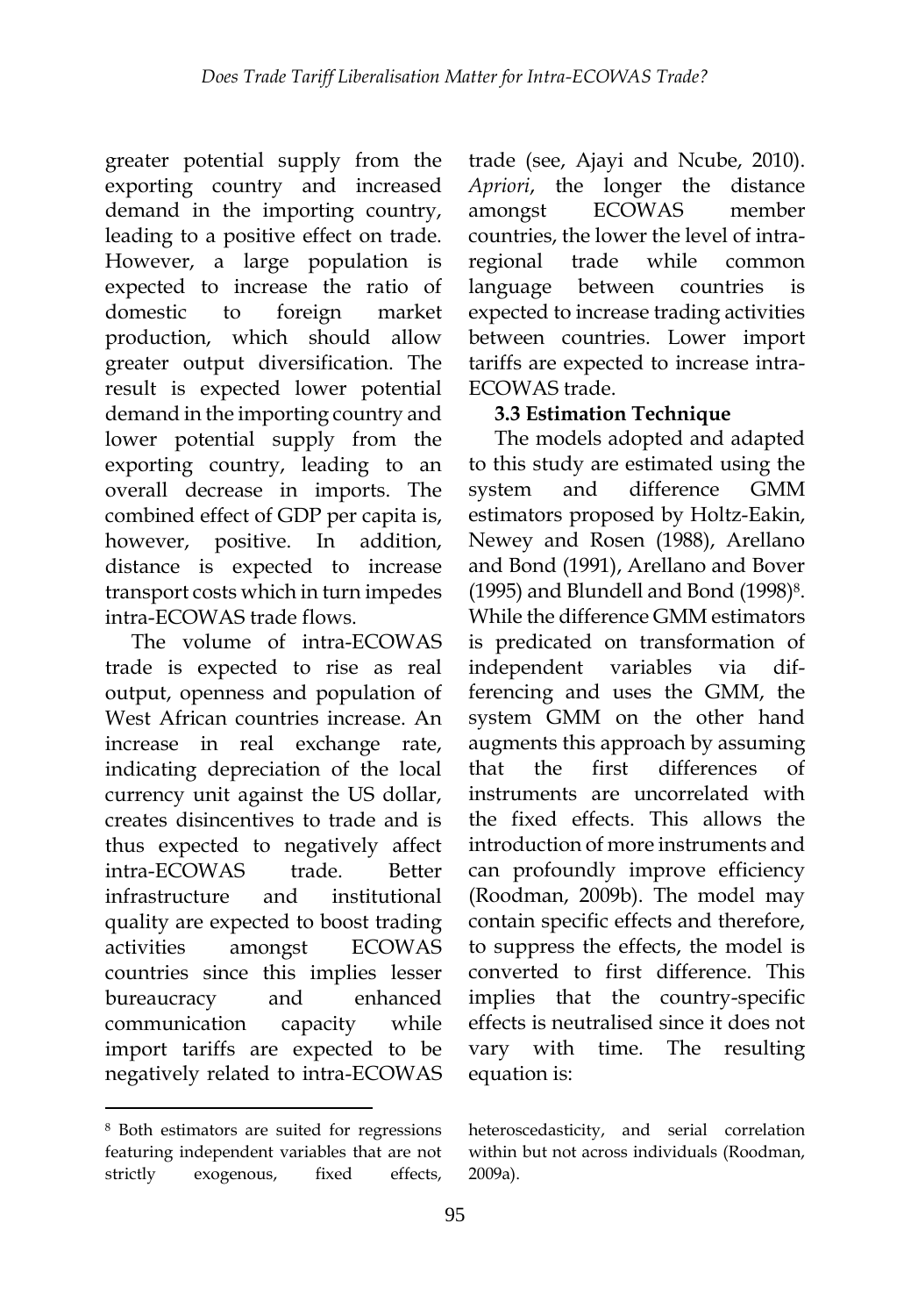greater potential supply from the exporting country and increased demand in the importing country, leading to a positive effect on trade. However, a large population is expected to increase the ratio of domestic to foreign market production, which should allow greater output diversification. The result is expected lower potential demand in the importing country and lower potential supply from the exporting country, leading to an overall decrease in imports. The combined effect of GDP per capita is, however, positive. In addition, distance is expected to increase transport costs which in turn impedes intra-ECOWAS trade flows.

The volume of intra-ECOWAS trade is expected to rise as real output, openness and population of West African countries increase. An increase in real exchange rate, indicating depreciation of the local currency unit against the US dollar, creates disincentives to trade and is thus expected to negatively affect intra-ECOWAS trade. Better infrastructure and institutional quality are expected to boost trading activities amongst ECOWAS countries since this implies lesser bureaucracy and enhanced communication capacity while import tariffs are expected to be negatively related to intra-ECOWAS trade (see, Ajayi and Ncube, 2010). *Apriori*, the longer the distance amongst ECOWAS member countries, the lower the level of intra-regional trade while common language between countries is expected to increase trading activities between countries. Lower import tariffs are expected to increase intra-ECOWAS trade.

### 3.3 Estimation Technique

The models adopted and adapted to this study are estimated using the system and difference GMM estimators proposed by Holtz-Eakin, Newey and Rosen (1988), Arellano and Bond (1991), Arellano and Bover (1995) and Blundell and Bond (1998)[8]. While the difference GMM estimators is predicated on transformation of independent variables via differencing and uses the GMM, the system GMM on the other hand augments this approach by assuming that the first differences of instruments are uncorrelated with the fixed effects. This allows the introduction of more instruments and can profoundly improve efficiency (Roodman, 2009b). The model may contain specific effects and therefore, to suppress the effects, the model is converted to first difference. This implies that the country-specific effects is neutralised since it does not vary with time. The resulting equation is:

[8] Both estimators are suited for regressions featuring independent variables that are not strictly exogenous, fixed effects, heteroscedasticity, and serial correlation within but not across individuals (Roodman, 2009a).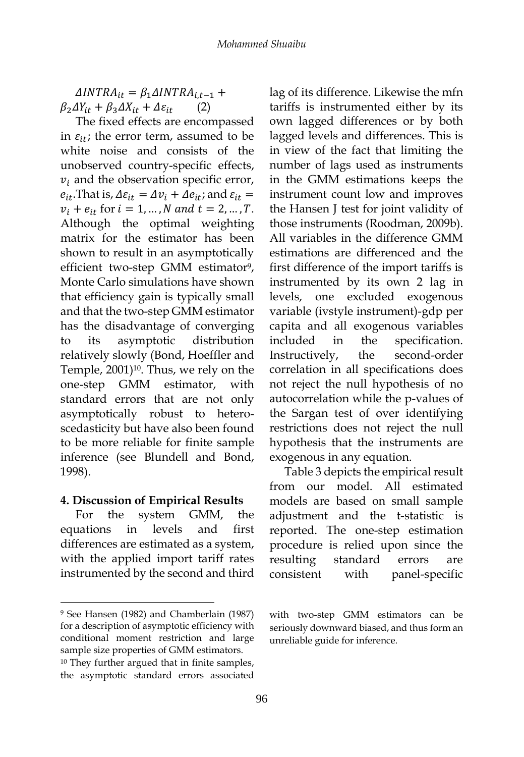$$\Delta INTRA_{it} = \beta_1 \Delta INTRA_{i,t-1} + \beta_2 \Delta Y_{it} + \beta_3 \Delta X_{it} + \Delta \varepsilon_{it} \qquad (2)$$

The fixed effects are encompassed in $\varepsilon_{it}$; the error term, assumed to be white noise and consists of the unobserved country-specific effects, $v_i$ and the observation specific error, $e_{it}$. That is, $\Delta\varepsilon_{it} = \Delta v_i + \Delta e_{it}$; and $\varepsilon_{it} = v_i + e_{it}$ for $i = 1, \ldots, N$ and $t = 2, \ldots, T$. Although the optimal weighting matrix for the estimator has been shown to result in an asymptotically efficient two-step GMM estimator[9], Monte Carlo simulations have shown that efficiency gain is typically small and that the two-step GMM estimator has the disadvantage of converging to its asymptotic distribution relatively slowly (Bond, Hoeffler and Temple, 2001)[10]. Thus, we rely on the one-step GMM estimator, with standard errors that are not only asymptotically robust to hetero-scedasticity but have also been found to be more reliable for finite sample inference (see Blundell and Bond, 1998).

## 4. Discussion of Empirical Results

For the system GMM, the equations in levels and first differences are estimated as a system, with the applied import tariff rates instrumented by the second and third lag of its difference. Likewise the mfn tariffs is instrumented either by its own lagged differences or by both lagged levels and differences. This is in view of the fact that limiting the number of lags used as instruments in the GMM estimations keeps the instrument count low and improves the Hansen J test for joint validity of those instruments (Roodman, 2009b). All variables in the difference GMM estimations are differenced and the first difference of the import tariffs is instrumented by its own 2 lag in levels, one excluded exogenous variable (ivstyle instrument)-gdp per capita and all exogenous variables included in the specification. Instructively, the second-order correlation in all specifications does not reject the null hypothesis of no autocorrelation while the p-values of the Sargan test of over identifying restrictions does not reject the null hypothesis that the instruments are exogenous in any equation.

Table 3 depicts the empirical result from our model. All estimated models are based on small sample adjustment and the t-statistic is reported. The one-step estimation procedure is relied upon since the resulting standard errors are consistent with panel-specific

---

[9] See Hansen (1982) and Chamberlain (1987) for a description of asymptotic efficiency with conditional moment restriction and large sample size properties of GMM estimators.

[10] They further argued that in finite samples, the asymptotic standard errors associated with two-step GMM estimators can be seriously downward biased, and thus form an unreliable guide for inference.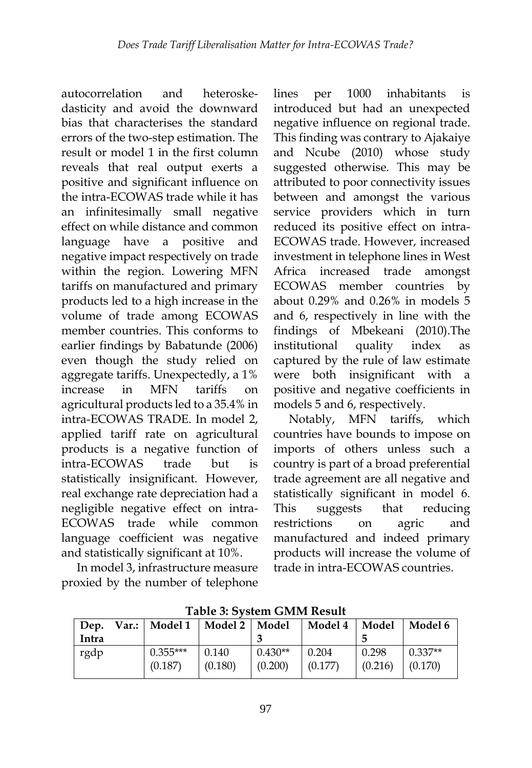autocorrelation and heteroskedasticity and avoid the downward bias that characterises the standard errors of the two-step estimation. The result or model 1 in the first column reveals that real output exerts a positive and significant influence on the intra-ECOWAS trade while it has an infinitesimally small negative effect on while distance and common language have a positive and negative impact respectively on trade within the region. Lowering MFN tariffs on manufactured and primary products led to a high increase in the volume of trade among ECOWAS member countries. This conforms to earlier findings by Babatunde (2006) even though the study relied on aggregate tariffs. Unexpectedly, a 1% increase in MFN tariffs on agricultural products led to a 35.4% in intra-ECOWAS TRADE. In model 2, applied tariff rate on agricultural products is a negative function of intra-ECOWAS trade but is statistically insignificant. However, real exchange rate depreciation had a negligible negative effect on intra-ECOWAS trade while common language coefficient was negative and statistically significant at 10%.

In model 3, infrastructure measure proxied by the number of telephone lines per 1000 inhabitants is introduced but had an unexpected negative influence on regional trade. This finding was contrary to Ajakaiye and Ncube (2010) whose study suggested otherwise. This may be attributed to poor connectivity issues between and amongst the various service providers which in turn reduced its positive effect on intra-ECOWAS trade. However, increased investment in telephone lines in West Africa increased trade amongst ECOWAS member countries by about 0.29% and 0.26% in models 5 and 6, respectively in line with the findings of Mbekeani (2010).The institutional quality index as captured by the rule of law estimate were both insignificant with a positive and negative coefficients in models 5 and 6, respectively.

Notably, MFN tariffs, which countries have bounds to impose on imports of others unless such a country is part of a broad preferential trade agreement are all negative and statistically significant in model 6. This suggests that reducing restrictions on agric and manufactured and indeed primary products will increase the volume of trade in intra-ECOWAS countries.

**Table 3: System GMM Result**

| Dep. Var.: Intra | Model 1 | Model 2 | Model 3 | Model 4 | Model 5 | Model 6 |
|---|---|---|---|---|---|---|
| rgdp | 0.355*** (0.187) | 0.140 (0.180) | 0.430** (0.200) | 0.204 (0.177) | 0.298 (0.216) | 0.337** (0.170) |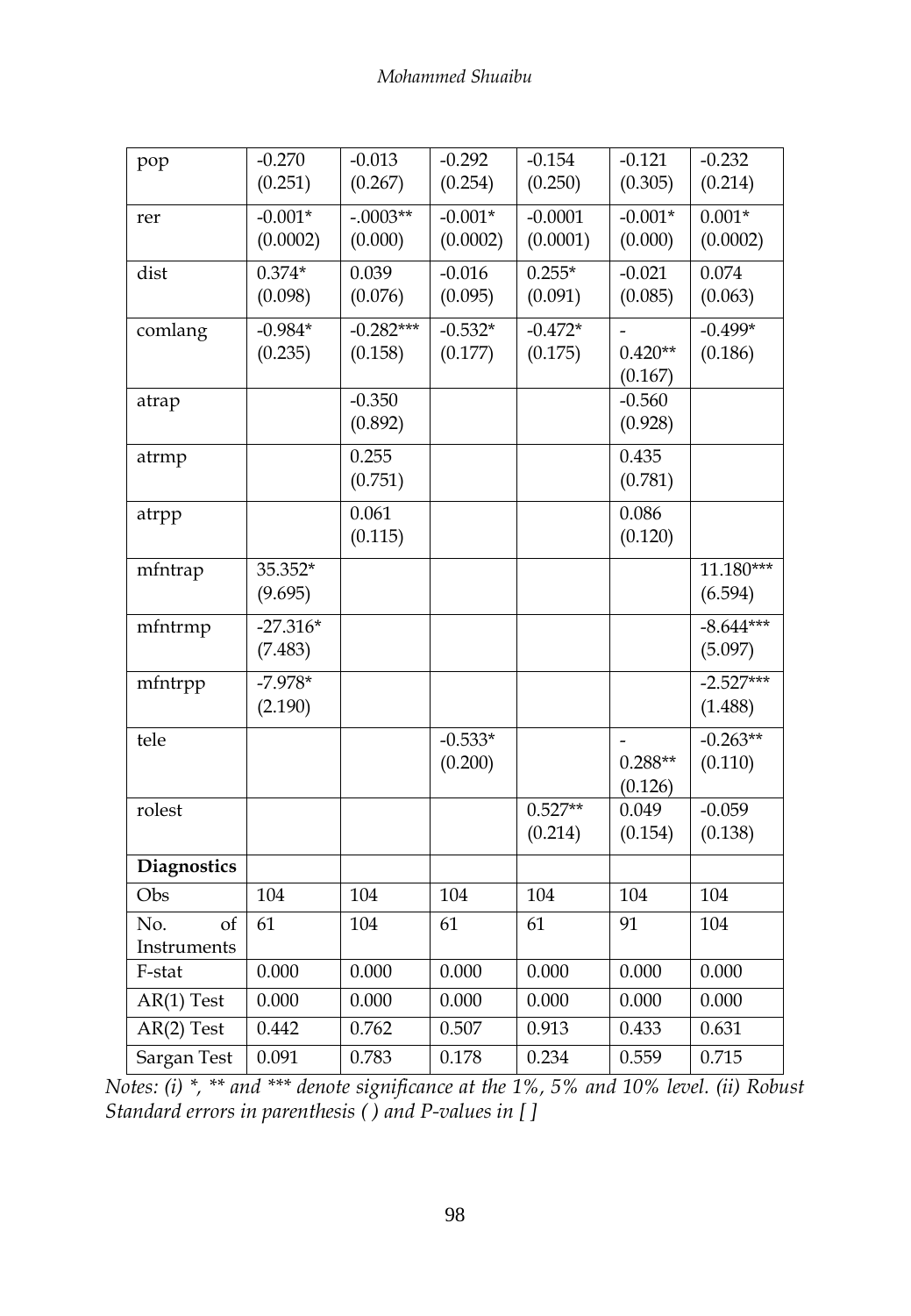| pop | -0.270 (0.251) | -0.013 (0.267) | -0.292 (0.254) | -0.154 (0.250) | -0.121 (0.305) | -0.232 (0.214) |
|---|---|---|---|---|---|---|
| rer | -0.001* (0.0002) | -.0003** (0.000) | -0.001* (0.0002) | -0.0001 (0.0001) | -0.001* (0.000) | 0.001* (0.0002) |
| dist | 0.374* (0.098) | 0.039 (0.076) | -0.016 (0.095) | 0.255* (0.091) | -0.021 (0.085) | 0.074 (0.063) |
| comlang | -0.984* (0.235) | -0.282*** (0.158) | -0.532* (0.177) | -0.472* (0.175) | -0.420** (0.167) | -0.499* (0.186) |
| atrap | | -0.350 (0.892) | | | -0.560 (0.928) | |
| atrmp | | 0.255 (0.751) | | | 0.435 (0.781) | |
| atrpp | | 0.061 (0.115) | | | 0.086 (0.120) | |
| mfntrap | 35.352* (9.695) | | | | | 11.180*** (6.594) |
| mfntrmp | -27.316* (7.483) | | | | | -8.644*** (5.097) |
| mfntrpp | -7.978* (2.190) | | | | | -2.527*** (1.488) |
| tele | | | -0.533* (0.200) | | -0.288** (0.126) | -0.263** (0.110) |
| rolest | | | | 0.527** (0.214) | 0.049 (0.154) | -0.059 (0.138) |
| **Diagnostics** | | | | | | |
| Obs | 104 | 104 | 104 | 104 | 104 | 104 |
| No. of Instruments | 61 | 104 | 61 | 61 | 91 | 104 |
| F-stat | 0.000 | 0.000 | 0.000 | 0.000 | 0.000 | 0.000 |
| AR(1) Test | 0.000 | 0.000 | 0.000 | 0.000 | 0.000 | 0.000 |
| AR(2) Test | 0.442 | 0.762 | 0.507 | 0.913 | 0.433 | 0.631 |
| Sargan Test | 0.091 | 0.783 | 0.178 | 0.234 | 0.559 | 0.715 |

*Notes: (i) *, ** and *** denote significance at the 1%, 5% and 10% level. (ii) Robust Standard errors in parenthesis ( ) and P-values in [ ]*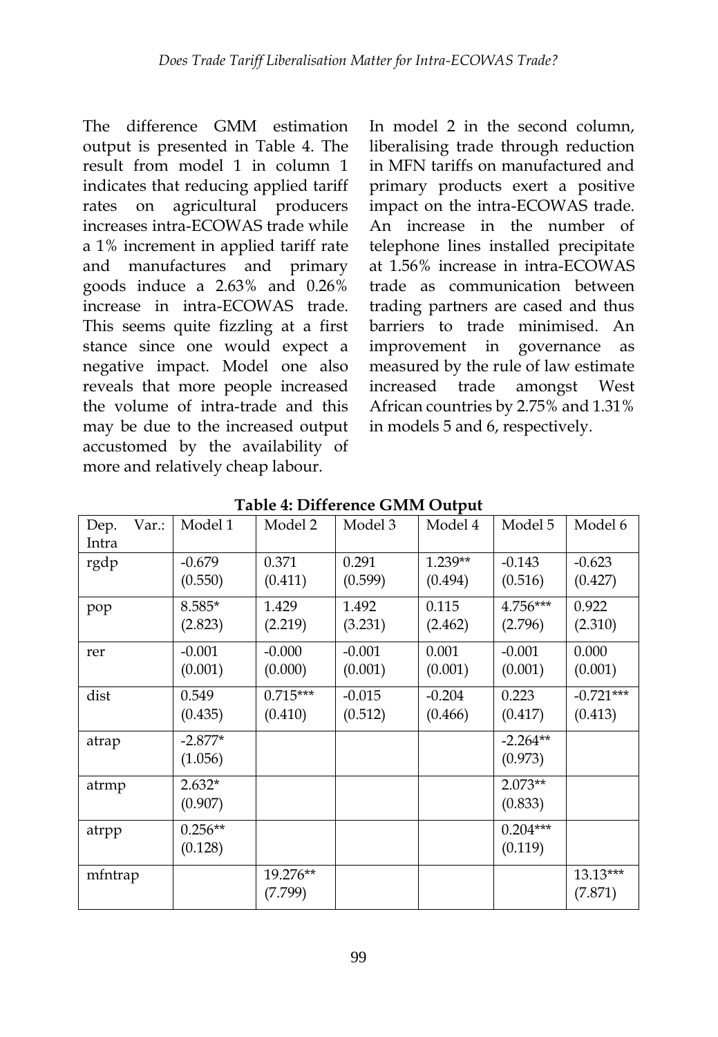The difference GMM estimation output is presented in Table 4. The result from model 1 in column 1 indicates that reducing applied tariff rates on agricultural producers increases intra-ECOWAS trade while a 1% increment in applied tariff rate and manufactures and primary goods induce a 2.63% and 0.26% increase in intra-ECOWAS trade. This seems quite fizzling at a first stance since one would expect a negative impact. Model one also reveals that more people increased the volume of intra-trade and this may be due to the increased output accustomed by the availability of more and relatively cheap labour.

In model 2 in the second column, liberalising trade through reduction in MFN tariffs on manufactured and primary products exert a positive impact on the intra-ECOWAS trade. An increase in the number of telephone lines installed precipitate at 1.56% increase in intra-ECOWAS trade as communication between trading partners are cased and thus barriers to trade minimised. An improvement in governance as measured by the rule of law estimate increased trade amongst West African countries by 2.75% and 1.31% in models 5 and 6, respectively.

**Table 4: Difference GMM Output**

| Dep. Var.: Intra | Model 1 | Model 2 | Model 3 | Model 4 | Model 5 | Model 6 |
|---|---|---|---|---|---|---|
| rgdp | -0.679<br>(0.550) | 0.371<br>(0.411) | 0.291<br>(0.599) | 1.239**<br>(0.494) | -0.143<br>(0.516) | -0.623<br>(0.427) |
| pop | 8.585*<br>(2.823) | 1.429<br>(2.219) | 1.492<br>(3.231) | 0.115<br>(2.462) | 4.756***<br>(2.796) | 0.922<br>(2.310) |
| rer | -0.001<br>(0.001) | -0.000<br>(0.000) | -0.001<br>(0.001) | 0.001<br>(0.001) | -0.001<br>(0.001) | 0.000<br>(0.001) |
| dist | 0.549<br>(0.435) | 0.715***<br>(0.410) | -0.015<br>(0.512) | -0.204<br>(0.466) | 0.223<br>(0.417) | -0.721***<br>(0.413) |
| atrap | -2.877*<br>(1.056) | | | | -2.264**<br>(0.973) | |
| atrmp | 2.632*<br>(0.907) | | | | 2.073**<br>(0.833) | |
| atrpp | 0.256**<br>(0.128) | | | | 0.204***<br>(0.119) | |
| mfntrap | | 19.276**<br>(7.799) | | | | 13.13***<br>(7.871) |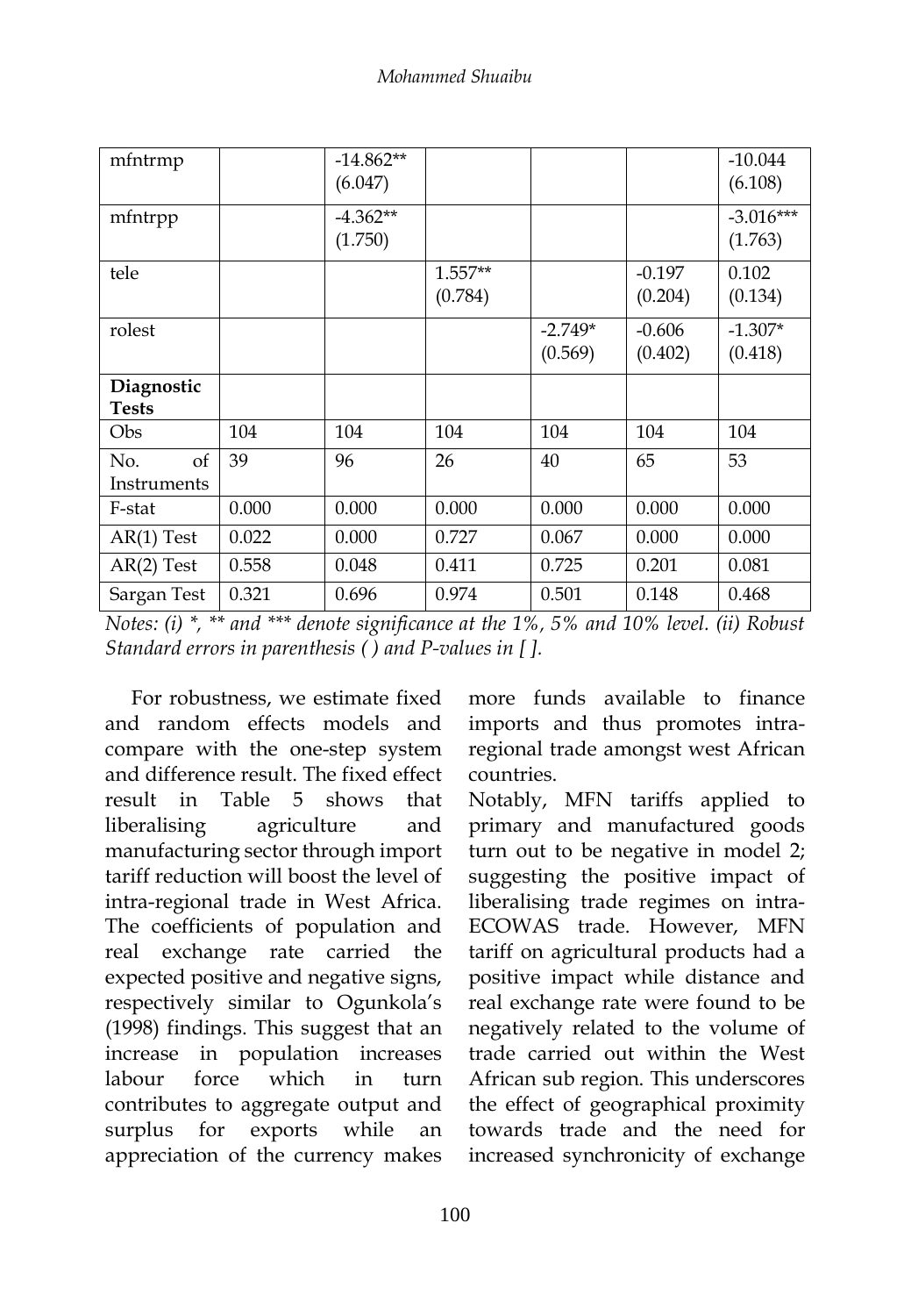| mfntrmp | | -14.862** (6.047) | | | | -10.044 (6.108) |
|---|---|---|---|---|---|---|
| mfntrpp | | -4.362** (1.750) | | | | -3.016*** (1.763) |
| tele | | | 1.557** (0.784) | | -0.197 (0.204) | 0.102 (0.134) |
| rolest | | | | -2.749* (0.569) | -0.606 (0.402) | -1.307* (0.418) |
| **Diagnostic Tests** | | | | | | |
| Obs | 104 | 104 | 104 | 104 | 104 | 104 |
| No. of Instruments | 39 | 96 | 26 | 40 | 65 | 53 |
| F-stat | 0.000 | 0.000 | 0.000 | 0.000 | 0.000 | 0.000 |
| AR(1) Test | 0.022 | 0.000 | 0.727 | 0.067 | 0.000 | 0.000 |
| AR(2) Test | 0.558 | 0.048 | 0.411 | 0.725 | 0.201 | 0.081 |
| Sargan Test | 0.321 | 0.696 | 0.974 | 0.501 | 0.148 | 0.468 |

*Notes: (i) *, ** and *** denote significance at the 1%, 5% and 10% level. (ii) Robust Standard errors in parenthesis ( ) and P-values in [ ].*

For robustness, we estimate fixed and random effects models and compare with the one-step system and difference result. The fixed effect result in Table 5 shows that liberalising agriculture and manufacturing sector through import tariff reduction will boost the level of intra-regional trade in West Africa. The coefficients of population and real exchange rate carried the expected positive and negative signs, respectively similar to Ogunkola's (1998) findings. This suggest that an increase in population increases labour force which in turn contributes to aggregate output and surplus for exports while an appreciation of the currency makes more funds available to finance imports and thus promotes intra-regional trade amongst west African countries.

Notably, MFN tariffs applied to primary and manufactured goods turn out to be negative in model 2; suggesting the positive impact of liberalising trade regimes on intra-ECOWAS trade. However, MFN tariff on agricultural products had a positive impact while distance and real exchange rate were found to be negatively related to the volume of trade carried out within the West African sub region. This underscores the effect of geographical proximity towards trade and the need for increased synchronicity of exchange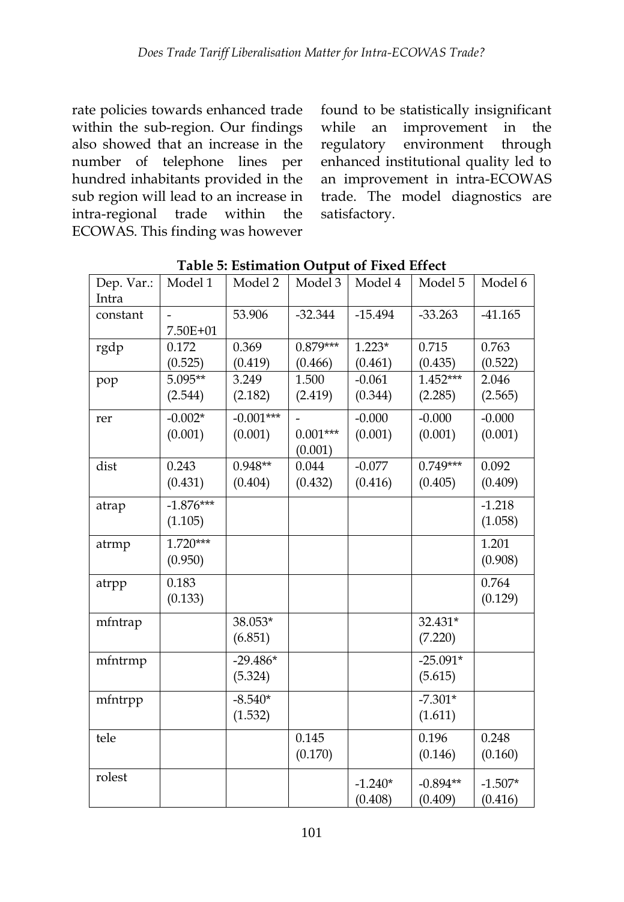rate policies towards enhanced trade within the sub-region. Our findings also showed that an increase in the number of telephone lines per hundred inhabitants provided in the sub region will lead to an increase in intra-regional trade within the ECOWAS. This finding was however found to be statistically insignificant while an improvement in the regulatory environment through enhanced institutional quality led to an improvement in intra-ECOWAS trade. The model diagnostics are satisfactory.

**Table 5: Estimation Output of Fixed Effect**

| Dep. Var.: Intra | Model 1 | Model 2 | Model 3 | Model 4 | Model 5 | Model 6 |
|---|---|---|---|---|---|---|
| constant | -7.50E+01 | 53.906 | -32.344 | -15.494 | -33.263 | -41.165 |
| rgdp | 0.172 (0.525) | 0.369 (0.419) | 0.879*** (0.466) | 1.223* (0.461) | 0.715 (0.435) | 0.763 (0.522) |
| pop | 5.095** (2.544) | 3.249 (2.182) | 1.500 (2.419) | -0.061 (0.344) | 1.452*** (2.285) | 2.046 (2.565) |
| rer | -0.002* (0.001) | -0.001*** (0.001) | -0.001*** (0.001) | -0.000 (0.001) | -0.000 (0.001) | -0.000 (0.001) |
| dist | 0.243 (0.431) | 0.948** (0.404) | 0.044 (0.432) | -0.077 (0.416) | 0.749*** (0.405) | 0.092 (0.409) |
| atrap | -1.876*** (1.105) | | | | | -1.218 (1.058) |
| atrmp | 1.720*** (0.950) | | | | | 1.201 (0.908) |
| atrpp | 0.183 (0.133) | | | | | 0.764 (0.129) |
| mfntrap | | 38.053* (6.851) | | | 32.431* (7.220) | |
| mfntrmp | | -29.486* (5.324) | | | -25.091* (5.615) | |
| mfntrpp | | -8.540* (1.532) | | | -7.301* (1.611) | |
| tele | | | 0.145 (0.170) | | 0.196 (0.146) | 0.248 (0.160) |
| rolest | | | | -1.240* (0.408) | -0.894** (0.409) | -1.507* (0.416) |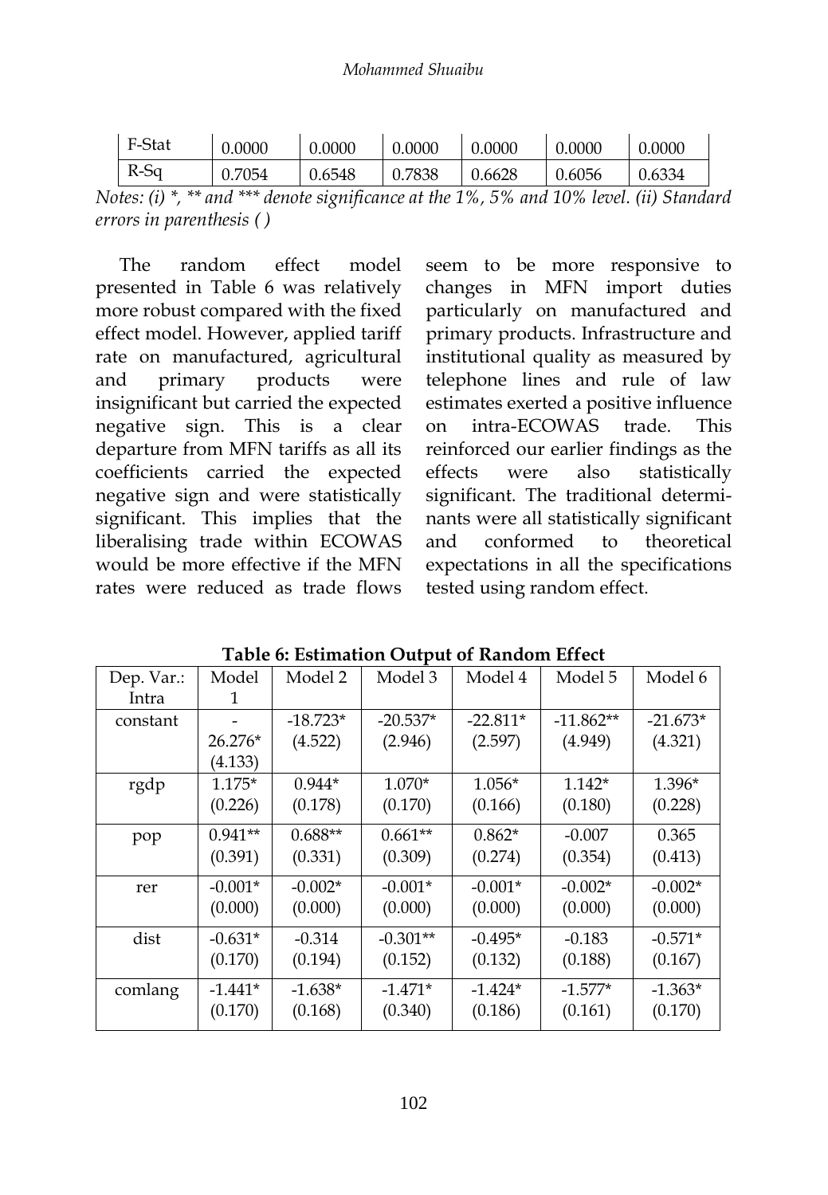| F-Stat | 0.0000 | 0.0000 | 0.0000 | 0.0000 | 0.0000 | 0.0000 |
|---|---|---|---|---|---|---|
| R-Sq | 0.7054 | 0.6548 | 0.7838 | 0.6628 | 0.6056 | 0.6334 |

*Notes: (i) *, ** and *** denote significance at the 1%, 5% and 10% level. (ii) Standard errors in parenthesis ( )*

The random effect model presented in Table 6 was relatively more robust compared with the fixed effect model. However, applied tariff rate on manufactured, agricultural and primary products were insignificant but carried the expected negative sign. This is a clear departure from MFN tariffs as all its coefficients carried the expected negative sign and were statistically significant. This implies that the liberalising trade within ECOWAS would be more effective if the MFN rates were reduced as trade flows seem to be more responsive to changes in MFN import duties particularly on manufactured and primary products. Infrastructure and institutional quality as measured by telephone lines and rule of law estimates exerted a positive influence on intra-ECOWAS trade. This reinforced our earlier findings as the effects were also statistically significant. The traditional determinants were all statistically significant and conformed to theoretical expectations in all the specifications tested using random effect.

**Table 6: Estimation Output of Random Effect**

| Dep. Var.: Intra | Model 1 | Model 2 | Model 3 | Model 4 | Model 5 | Model 6 |
|---|---|---|---|---|---|---|
| constant | -26.276* (4.133) | -18.723* (4.522) | -20.537* (2.946) | -22.811* (2.597) | -11.862** (4.949) | -21.673* (4.321) |
| rgdp | 1.175* (0.226) | 0.944* (0.178) | 1.070* (0.170) | 1.056* (0.166) | 1.142* (0.180) | 1.396* (0.228) |
| pop | 0.941** (0.391) | 0.688** (0.331) | 0.661** (0.309) | 0.862* (0.274) | -0.007 (0.354) | 0.365 (0.413) |
| rer | -0.001* (0.000) | -0.002* (0.000) | -0.001* (0.000) | -0.001* (0.000) | -0.002* (0.000) | -0.002* (0.000) |
| dist | -0.631* (0.170) | -0.314 (0.194) | -0.301** (0.152) | -0.495* (0.132) | -0.183 (0.188) | -0.571* (0.167) |
| comlang | -1.441* (0.170) | -1.638* (0.168) | -1.471* (0.340) | -1.424* (0.186) | -1.577* (0.161) | -1.363* (0.170) |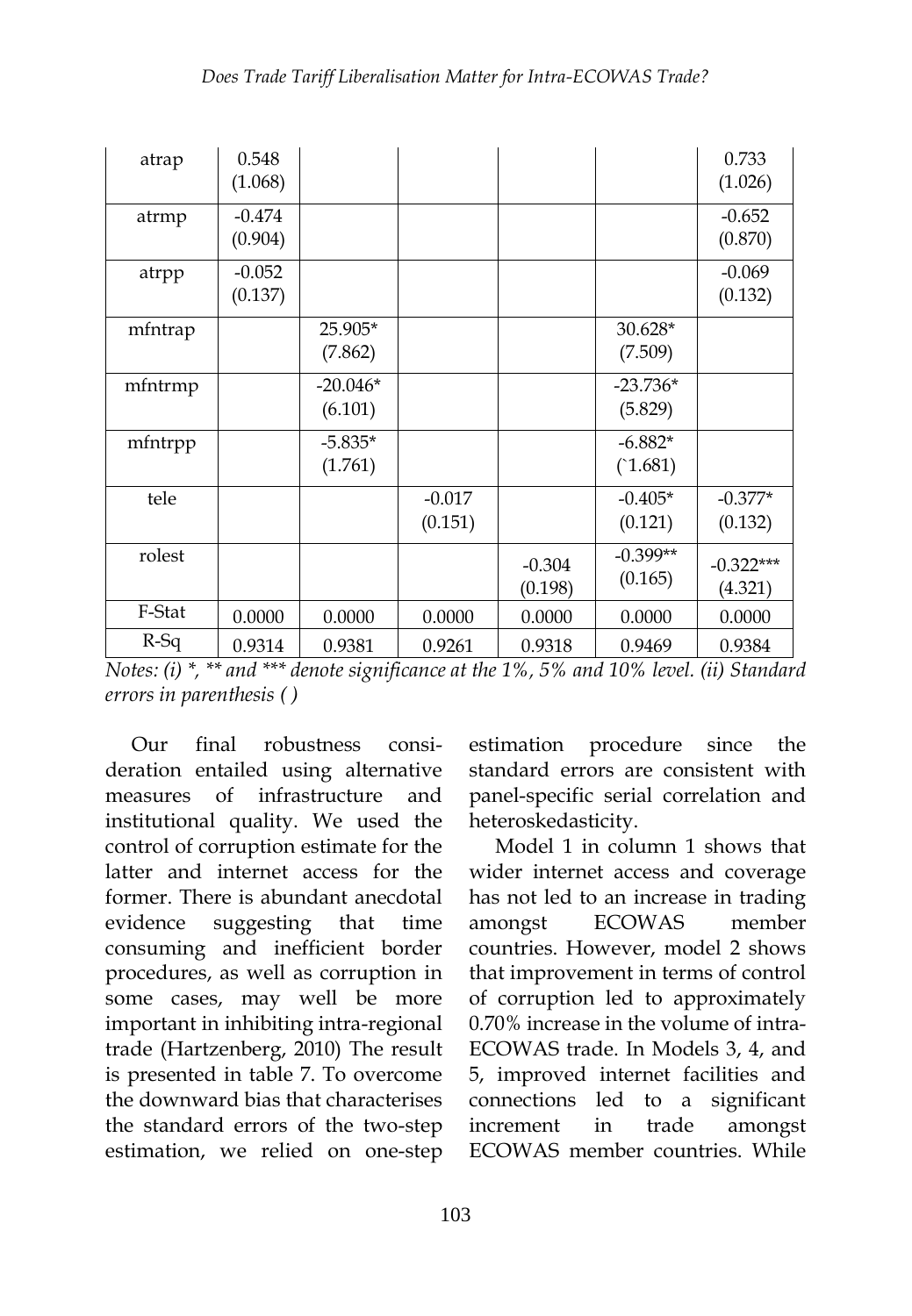| atrap | 0.548 (1.068) | | | | | 0.733 (1.026) |
|---|---|---|---|---|---|---|
| atrmp | -0.474 (0.904) | | | | | -0.652 (0.870) |
| atrpp | -0.052 (0.137) | | | | | -0.069 (0.132) |
| mfntrap | | 25.905* (7.862) | | | 30.628* (7.509) | |
| mfntrmp | | -20.046* (6.101) | | | -23.736* (5.829) | |
| mfntrpp | | -5.835* (1.761) | | | -6.882* (`1.681) | |
| tele | | | -0.017 (0.151) | | -0.405* (0.121) | -0.377* (0.132) |
| rolest | | | | -0.304 (0.198) | -0.399** (0.165) | -0.322*** (4.321) |
| F-Stat | 0.0000 | 0.0000 | 0.0000 | 0.0000 | 0.0000 | 0.0000 |
| R-Sq | 0.9314 | 0.9381 | 0.9261 | 0.9318 | 0.9469 | 0.9384 |

*Notes: (i) *, ** and *** denote significance at the 1%, 5% and 10% level. (ii) Standard errors in parenthesis ( )*

Our final robustness consideration entailed using alternative measures of infrastructure and institutional quality. We used the control of corruption estimate for the latter and internet access for the former. There is abundant anecdotal evidence suggesting that time consuming and inefficient border procedures, as well as corruption in some cases, may well be more important in inhibiting intra-regional trade (Hartzenberg, 2010) The result is presented in table 7. To overcome the downward bias that characterises the standard errors of the two-step estimation, we relied on one-step estimation procedure since the standard errors are consistent with panel-specific serial correlation and heteroskedasticity.

Model 1 in column 1 shows that wider internet access and coverage has not led to an increase in trading amongst ECOWAS member countries. However, model 2 shows that improvement in terms of control of corruption led to approximately 0.70% increase in the volume of intra-ECOWAS trade. In Models 3, 4, and 5, improved internet facilities and connections led to a significant increment in trade amongst ECOWAS member countries. While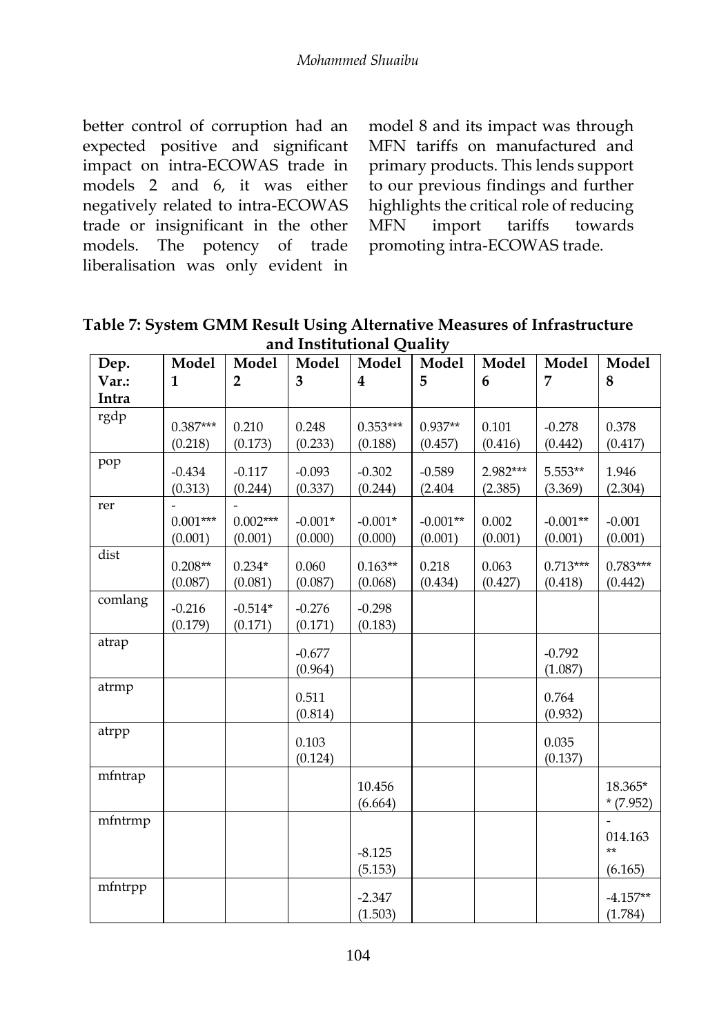better control of corruption had an expected positive and significant impact on intra-ECOWAS trade in models 2 and 6, it was either negatively related to intra-ECOWAS trade or insignificant in the other models. The potency of trade liberalisation was only evident in model 8 and its impact was through MFN tariffs on manufactured and primary products. This lends support to our previous findings and further highlights the critical role of reducing MFN import tariffs towards promoting intra-ECOWAS trade.

**Table 7: System GMM Result Using Alternative Measures of Infrastructure and Institutional Quality**

| Dep. Var.: Intra | Model 1 | Model 2 | Model 3 | Model 4 | Model 5 | Model 6 | Model 7 | Model 8 |
|---|---|---|---|---|---|---|---|---|
| rgdp | 0.387*** (0.218) | 0.210 (0.173) | 0.248 (0.233) | 0.353*** (0.188) | 0.937** (0.457) | 0.101 (0.416) | -0.278 (0.442) | 0.378 (0.417) |
| pop | -0.434 (0.313) | -0.117 (0.244) | -0.093 (0.337) | -0.302 (0.244) | -0.589 (2.404 | 2.982*** (2.385) | 5.553** (3.369) | 1.946 (2.304) |
| rer | -0.001*** (0.001) | -0.002*** (0.001) | -0.001* (0.000) | -0.001* (0.000) | -0.001** (0.001) | 0.002 (0.001) | -0.001** (0.001) | -0.001 (0.001) |
| dist | 0.208** (0.087) | 0.234* (0.081) | 0.060 (0.087) | 0.163** (0.068) | 0.218 (0.434) | 0.063 (0.427) | 0.713*** (0.418) | 0.783*** (0.442) |
| comlang | -0.216 (0.179) | -0.514* (0.171) | -0.276 (0.171) | -0.298 (0.183) | | | | |
| atrap | | | -0.677 (0.964) | | | | -0.792 (1.087) | |
| atrmp | | | 0.511 (0.814) | | | | 0.764 (0.932) | |
| atrpp | | | 0.103 (0.124) | | | | 0.035 (0.137) | |
| mfntrap | | | | 10.456 (6.664) | | | | 18.365** (7.952) |
| mfntrmp | | | | -8.125 (5.153) | | | | -014.163** (6.165) |
| mfntrpp | | | | -2.347 (1.503) | | | | -4.157** (1.784) |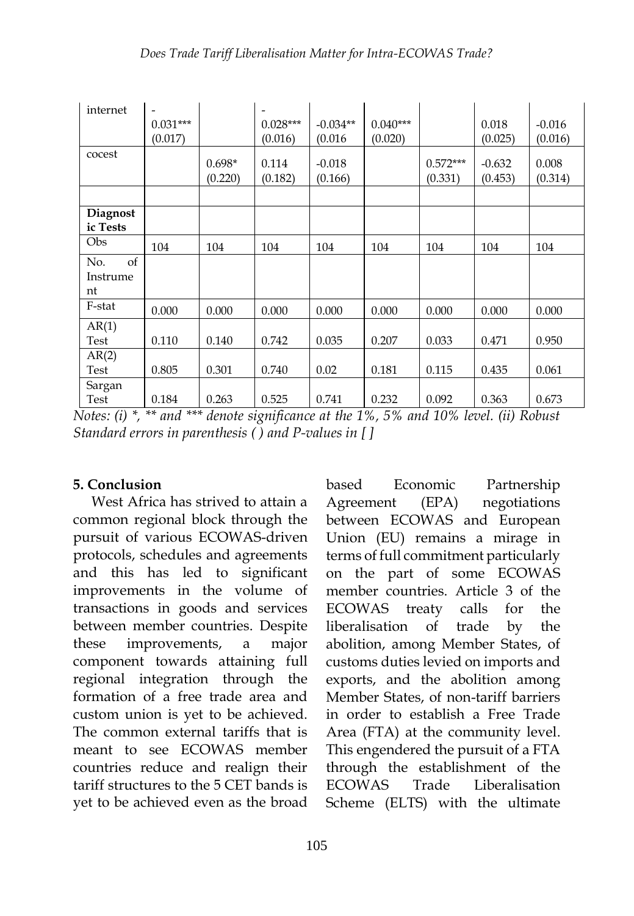| internet | -0.031*** (0.017) | | -0.028*** (0.016) | -0.034** (0.016 | 0.040*** (0.020) | | 0.018 (0.025) | -0.016 (0.016) |
|---|---|---|---|---|---|---|---|---|
| cocest | | 0.698* (0.220) | 0.114 (0.182) | -0.018 (0.166) | | 0.572*** (0.331) | -0.632 (0.453) | 0.008 (0.314) |
| | | | | | | | | |
| **Diagnostic Tests** | | | | | | | | |
| Obs | 104 | 104 | 104 | 104 | 104 | 104 | 104 | 104 |
| No. of Instrument | | | | | | | | |
| F-stat | 0.000 | 0.000 | 0.000 | 0.000 | 0.000 | 0.000 | 0.000 | 0.000 |
| AR(1) Test | 0.110 | 0.140 | 0.742 | 0.035 | 0.207 | 0.033 | 0.471 | 0.950 |
| AR(2) Test | 0.805 | 0.301 | 0.740 | 0.02 | 0.181 | 0.115 | 0.435 | 0.061 |
| Sargan Test | 0.184 | 0.263 | 0.525 | 0.741 | 0.232 | 0.092 | 0.363 | 0.673 |

*Notes: (i) *, ** and *** denote significance at the 1%, 5% and 10% level. (ii) Robust Standard errors in parenthesis ( ) and P-values in [ ]*

## 5. Conclusion

West Africa has strived to attain a common regional block through the pursuit of various ECOWAS-driven protocols, schedules and agreements and this has led to significant improvements in the volume of transactions in goods and services between member countries. Despite these improvements, a major component towards attaining full regional integration through the formation of a free trade area and custom union is yet to be achieved. The common external tariffs that is meant to see ECOWAS member countries reduce and realign their tariff structures to the 5 CET bands is yet to be achieved even as the broad based Economic Partnership Agreement (EPA) negotiations between ECOWAS and European Union (EU) remains a mirage in terms of full commitment particularly on the part of some ECOWAS member countries. Article 3 of the ECOWAS treaty calls for the liberalisation of trade by the abolition, among Member States, of customs duties levied on imports and exports, and the abolition among Member States, of non-tariff barriers in order to establish a Free Trade Area (FTA) at the community level. This engendered the pursuit of a FTA through the establishment of the ECOWAS Trade Liberalisation Scheme (ELTS) with the ultimate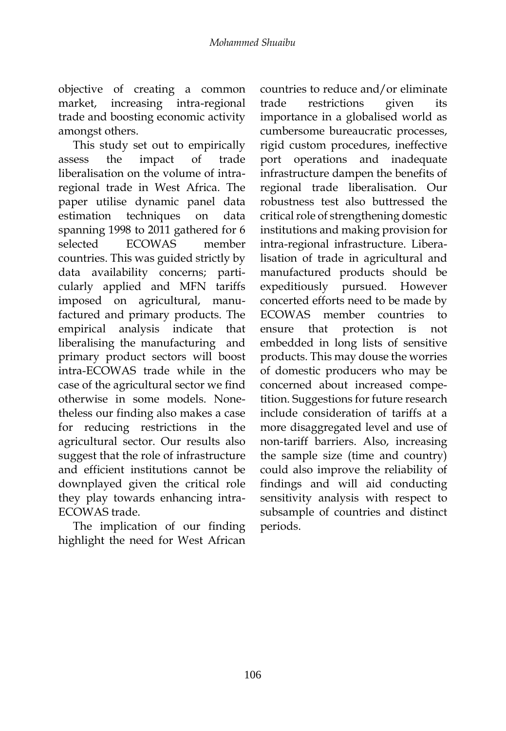objective of creating a common market, increasing intra-regional trade and boosting economic activity amongst others.

This study set out to empirically assess the impact of trade liberalisation on the volume of intra-regional trade in West Africa. The paper utilise dynamic panel data estimation techniques on data spanning 1998 to 2011 gathered for 6 selected ECOWAS member countries. This was guided strictly by data availability concerns; particularly applied and MFN tariffs imposed on agricultural, manufactured and primary products. The empirical analysis indicate that liberalising the manufacturing and primary product sectors will boost intra-ECOWAS trade while in the case of the agricultural sector we find otherwise in some models. Nonetheless our finding also makes a case for reducing restrictions in the agricultural sector. Our results also suggest that the role of infrastructure and efficient institutions cannot be downplayed given the critical role they play towards enhancing intra-ECOWAS trade.

The implication of our finding highlight the need for West African countries to reduce and/or eliminate trade restrictions given its importance in a globalised world as cumbersome bureaucratic processes, rigid custom procedures, ineffective port operations and inadequate infrastructure dampen the benefits of regional trade liberalisation. Our robustness test also buttressed the critical role of strengthening domestic institutions and making provision for intra-regional infrastructure. Liberalisation of trade in agricultural and manufactured products should be expeditiously pursued. However concerted efforts need to be made by ECOWAS member countries to ensure that protection is not embedded in long lists of sensitive products. This may douse the worries of domestic producers who may be concerned about increased competition. Suggestions for future research include consideration of tariffs at a more disaggregated level and use of non-tariff barriers. Also, increasing the sample size (time and country) could also improve the reliability of findings and will aid conducting sensitivity analysis with respect to subsample of countries and distinct periods.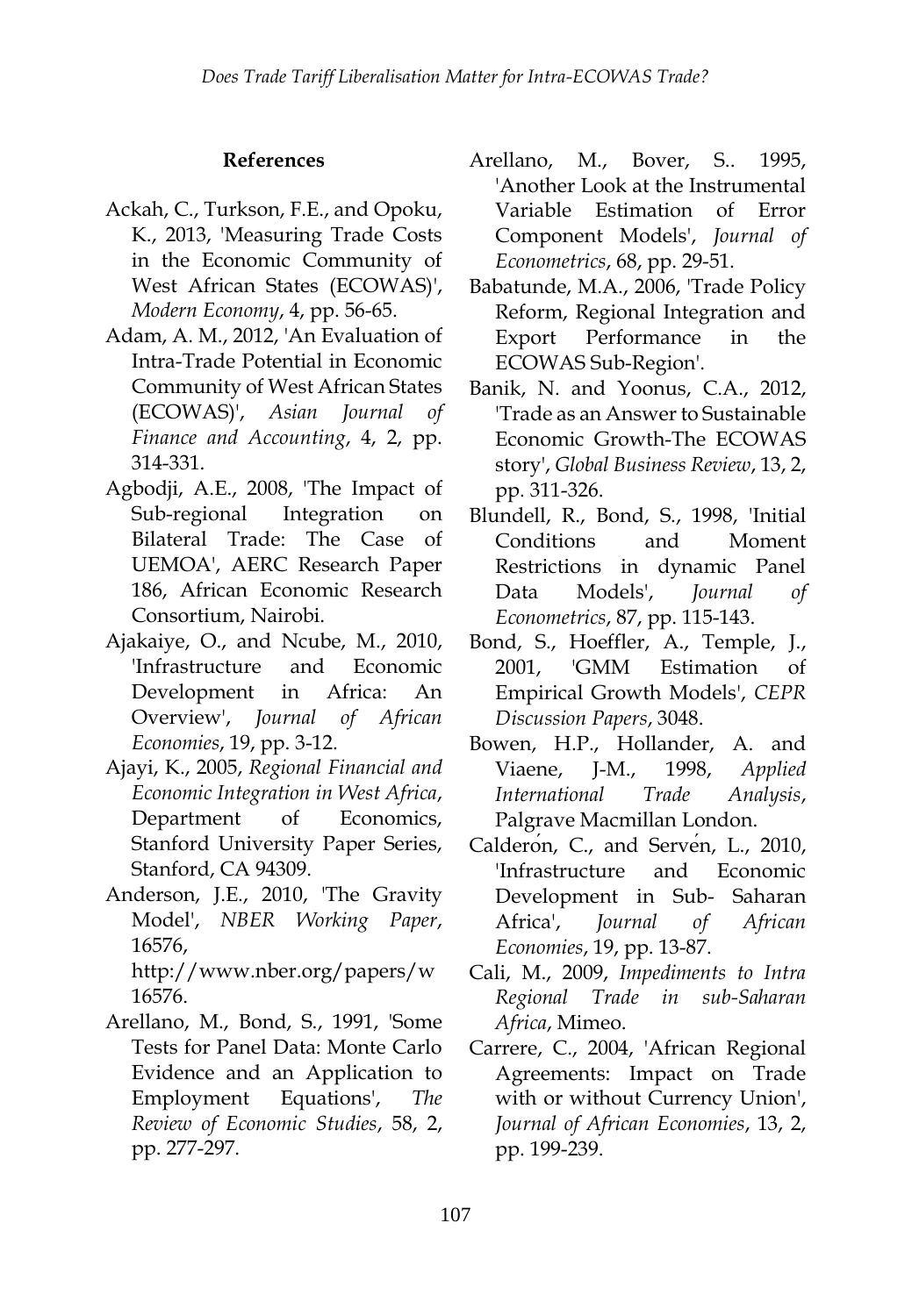**References**

Ackah, C., Turkson, F.E., and Opoku, K., 2013, 'Measuring Trade Costs in the Economic Community of West African States (ECOWAS)', *Modern Economy*, 4, pp. 56-65.

Adam, A. M., 2012, 'An Evaluation of Intra-Trade Potential in Economic Community of West African States (ECOWAS)', *Asian Journal of Finance and Accounting*, 4, 2, pp. 314-331.

Agbodji, A.E., 2008, 'The Impact of Sub-regional Integration on Bilateral Trade: The Case of UEMOA', AERC Research Paper 186, African Economic Research Consortium, Nairobi.

Ajakaiye, O., and Ncube, M., 2010, 'Infrastructure and Economic Development in Africa: An Overview', *Journal of African Economies*, 19, pp. 3-12.

Ajayi, K., 2005, *Regional Financial and Economic Integration in West Africa*, Department of Economics, Stanford University Paper Series, Stanford, CA 94309.

Anderson, J.E., 2010, 'The Gravity Model', *NBER Working Paper*, 16576, http://www.nber.org/papers/w16576.

Arellano, M., Bond, S., 1991, 'Some Tests for Panel Data: Monte Carlo Evidence and an Application to Employment Equations', *The Review of Economic Studies*, 58, 2, pp. 277-297.

Arellano, M., Bover, S.. 1995, 'Another Look at the Instrumental Variable Estimation of Error Component Models', *Journal of Econometrics*, 68, pp. 29-51.

Babatunde, M.A., 2006, 'Trade Policy Reform, Regional Integration and Export Performance in the ECOWAS Sub-Region'.

Banik, N. and Yoonus, C.A., 2012, 'Trade as an Answer to Sustainable Economic Growth-The ECOWAS story', *Global Business Review*, 13, 2, pp. 311-326.

Blundell, R., Bond, S., 1998, 'Initial Conditions and Moment Restrictions in dynamic Panel Data Models', *Journal of Econometrics*, 87, pp. 115-143.

Bond, S., Hoeffler, A., Temple, J., 2001, 'GMM Estimation of Empirical Growth Models', *CEPR Discussion Papers*, 3048.

Bowen, H.P., Hollander, A. and Viaene, J-M., 1998, *Applied International Trade Analysis*, Palgrave Macmillan London.

Calderón, C., and Servén, L., 2010, 'Infrastructure and Economic Development in Sub- Saharan Africa', *Journal of African Economies*, 19, pp. 13-87.

Cali, M., 2009, *Impediments to Intra Regional Trade in sub-Saharan Africa*, Mimeo.

Carrere, C., 2004, 'African Regional Agreements: Impact on Trade with or without Currency Union', *Journal of African Economies*, 13, 2, pp. 199-239.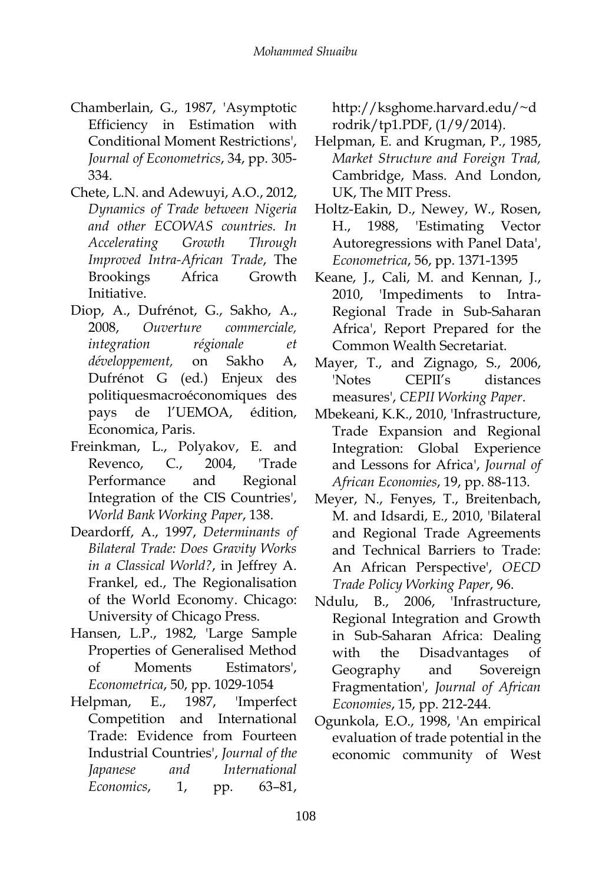Chamberlain, G., 1987, 'Asymptotic Efficiency in Estimation with Conditional Moment Restrictions', *Journal of Econometrics*, 34, pp. 305-334.

Chete, L.N. and Adewuyi, A.O., 2012, *Dynamics of Trade between Nigeria and other ECOWAS countries. In Accelerating Growth Through Improved Intra-African Trade*, The Brookings Africa Growth Initiative.

Diop, A., Dufrénot, G., Sakho, A., 2008, *Ouverture commerciale, integration régionale et développement,* on Sakho A, Dufrénot G (ed.) Enjeux des politiquesmacroéconomiques des pays de l'UEMOA, édition, Economica, Paris.

Freinkman, L., Polyakov, E. and Revenco, C., 2004, 'Trade Performance and Regional Integration of the CIS Countries', *World Bank Working Paper*, 138.

Deardorff, A., 1997, *Determinants of Bilateral Trade: Does Gravity Works in a Classical World?*, in Jeffrey A. Frankel, ed., The Regionalisation of the World Economy. Chicago: University of Chicago Press.

Hansen, L.P., 1982, 'Large Sample Properties of Generalised Method of Moments Estimators', *Econometrica*, 50, pp. 1029-1054

Helpman, E., 1987, 'Imperfect Competition and International Trade: Evidence from Fourteen Industrial Countries', *Journal of the Japanese and International Economics*, 1, pp. 63–81, http://ksghome.harvard.edu/~drodrik/tp1.PDF, (1/9/2014).

Helpman, E. and Krugman, P., 1985, *Market Structure and Foreign Trad,* Cambridge, Mass. And London, UK, The MIT Press.

Holtz-Eakin, D., Newey, W., Rosen, H., 1988, 'Estimating Vector Autoregressions with Panel Data', *Econometrica*, 56, pp. 1371-1395

Keane, J., Cali, M. and Kennan, J., 2010, 'Impediments to Intra-Regional Trade in Sub-Saharan Africa', Report Prepared for the Common Wealth Secretariat.

Mayer, T., and Zignago, S., 2006, 'Notes CEPII's distances measures', *CEPII Working Paper*.

Mbekeani, K.K., 2010, 'Infrastructure, Trade Expansion and Regional Integration: Global Experience and Lessons for Africa', *Journal of African Economies*, 19, pp. 88-113.

Meyer, N., Fenyes, T., Breitenbach, M. and Idsardi, E., 2010, 'Bilateral and Regional Trade Agreements and Technical Barriers to Trade: An African Perspective', *OECD Trade Policy Working Paper*, 96.

Ndulu, B., 2006, 'Infrastructure, Regional Integration and Growth in Sub-Saharan Africa: Dealing with the Disadvantages of Geography and Sovereign Fragmentation', *Journal of African Economies*, 15, pp. 212-244.

Ogunkola, E.O., 1998, 'An empirical evaluation of trade potential in the economic community of West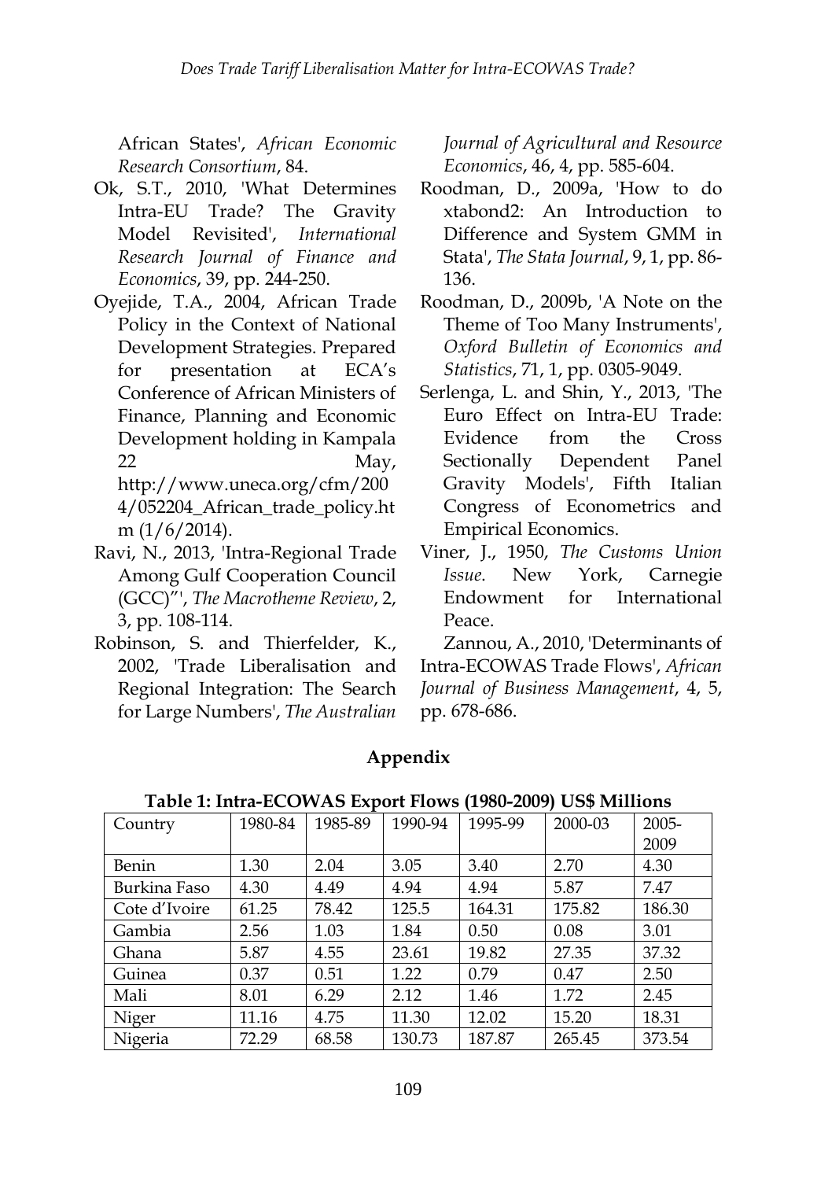African States', *African Economic Research Consortium*, 84.

Ok, S.T., 2010, 'What Determines Intra-EU Trade? The Gravity Model Revisited', *International Research Journal of Finance and Economics*, 39, pp. 244-250.

Oyejide, T.A., 2004, African Trade Policy in the Context of National Development Strategies. Prepared for presentation at ECA's Conference of African Ministers of Finance, Planning and Economic Development holding in Kampala 22 May, http://www.uneca.org/cfm/2004/052204_African_trade_policy.htm (1/6/2014).

Ravi, N., 2013, 'Intra-Regional Trade Among Gulf Cooperation Council (GCC)"', *The Macrotheme Review*, 2, 3, pp. 108-114.

Robinson, S. and Thierfelder, K., 2002, 'Trade Liberalisation and Regional Integration: The Search for Large Numbers', *The Australian Journal of Agricultural and Resource Economics*, 46, 4, pp. 585-604.

Roodman, D., 2009a, 'How to do xtabond2: An Introduction to Difference and System GMM in Stata', *The Stata Journal*, 9, 1, pp. 86-136.

Roodman, D., 2009b, 'A Note on the Theme of Too Many Instruments', *Oxford Bulletin of Economics and Statistics*, 71, 1, pp. 0305-9049.

Serlenga, L. and Shin, Y., 2013, 'The Euro Effect on Intra-EU Trade: Evidence from the Cross Sectionally Dependent Panel Gravity Models', Fifth Italian Congress of Econometrics and Empirical Economics.

Viner, J., 1950, *The Customs Union Issue*. New York, Carnegie Endowment for International Peace.

Zannou, A., 2010, 'Determinants of Intra-ECOWAS Trade Flows', *African Journal of Business Management*, 4, 5, pp. 678-686.

## Appendix

**Table 1: Intra-ECOWAS Export Flows (1980-2009) US$ Millions**

| Country | 1980-84 | 1985-89 | 1990-94 | 1995-99 | 2000-03 | 2005-2009 |
|---|---|---|---|---|---|---|
| Benin | 1.30 | 2.04 | 3.05 | 3.40 | 2.70 | 4.30 |
| Burkina Faso | 4.30 | 4.49 | 4.94 | 4.94 | 5.87 | 7.47 |
| Cote d'Ivoire | 61.25 | 78.42 | 125.5 | 164.31 | 175.82 | 186.30 |
| Gambia | 2.56 | 1.03 | 1.84 | 0.50 | 0.08 | 3.01 |
| Ghana | 5.87 | 4.55 | 23.61 | 19.82 | 27.35 | 37.32 |
| Guinea | 0.37 | 0.51 | 1.22 | 0.79 | 0.47 | 2.50 |
| Mali | 8.01 | 6.29 | 2.12 | 1.46 | 1.72 | 2.45 |
| Niger | 11.16 | 4.75 | 11.30 | 12.02 | 15.20 | 18.31 |
| Nigeria | 72.29 | 68.58 | 130.73 | 187.87 | 265.45 | 373.54 |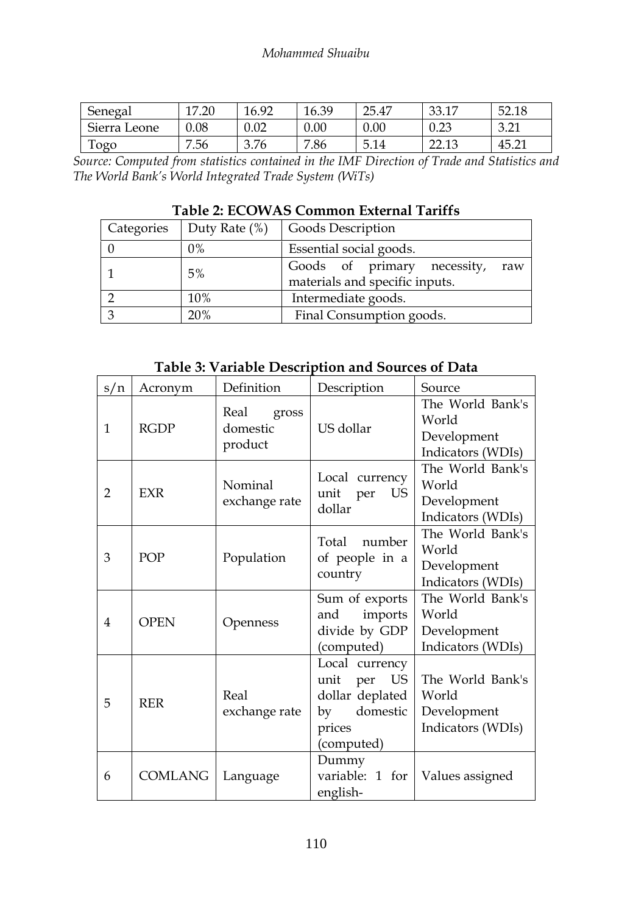| Senegal | 17.20 | 16.92 | 16.39 | 25.47 | 33.17 | 52.18 |
|---|---|---|---|---|---|---|
| Sierra Leone | 0.08 | 0.02 | 0.00 | 0.00 | 0.23 | 3.21 |
| Togo | 7.56 | 3.76 | 7.86 | 5.14 | 22.13 | 45.21 |

*Source: Computed from statistics contained in the IMF Direction of Trade and Statistics and The World Bank's World Integrated Trade System (WiTs)*

**Table 2: ECOWAS Common External Tariffs**

| Categories | Duty Rate (%) | Goods Description |
|---|---|---|
| 0 | 0% | Essential social goods. |
| 1 | 5% | Goods of primary necessity, raw materials and specific inputs. |
| 2 | 10% | Intermediate goods. |
| 3 | 20% | Final Consumption goods. |

**Table 3: Variable Description and Sources of Data**

| s/n | Acronym | Definition | Description | Source |
|---|---|---|---|---|
| 1 | RGDP | Real gross domestic product | US dollar | The World Bank's World Development Indicators (WDIs) |
| 2 | EXR | Nominal exchange rate | Local currency unit per US dollar | The World Bank's World Development Indicators (WDIs) |
| 3 | POP | Population | Total number of people in a country | The World Bank's World Development Indicators (WDIs) |
| 4 | OPEN | Openness | Sum of exports and imports divide by GDP (computed) | The World Bank's World Development Indicators (WDIs) |
| 5 | RER | Real exchange rate | Local currency unit per US dollar deplated by domestic prices (computed) | The World Bank's World Development Indicators (WDIs) |
| 6 | COMLANG | Language | Dummy variable: 1 for english- | Values assigned |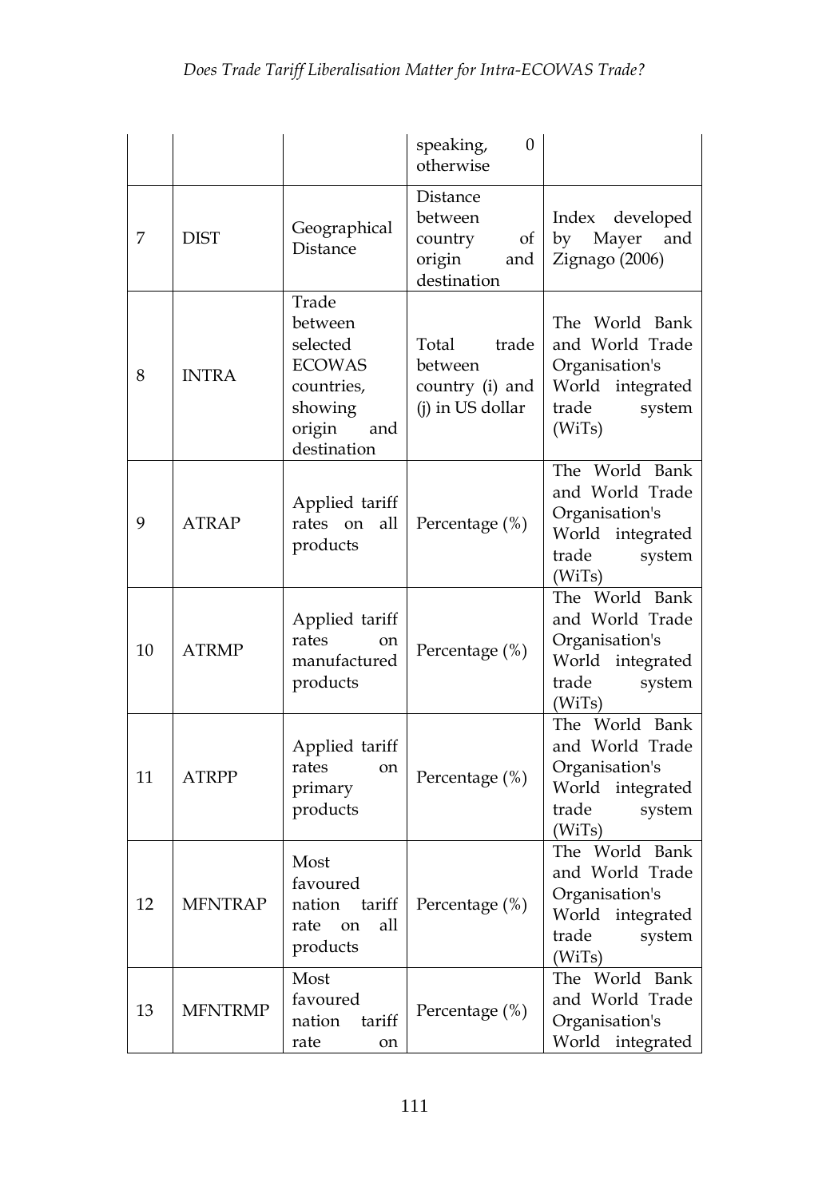| | | | speaking, 0 otherwise | |
|---|---|---|---|---|
| 7 | DIST | Geographical Distance | Distance between country of origin and destination | Index developed by Mayer and Zignago (2006) |
| 8 | INTRA | Trade between selected ECOWAS countries, showing origin and destination | Total trade between country (i) and (j) in US dollar | The World Bank and World Trade Organisation's World integrated trade system (WiTs) |
| 9 | ATRAP | Applied tariff rates on all products | Percentage (%) | The World Bank and World Trade Organisation's World integrated trade system (WiTs) |
| 10 | ATRMP | Applied tariff rates on manufactured products | Percentage (%) | The World Bank and World Trade Organisation's World integrated trade system (WiTs) |
| 11 | ATRPP | Applied tariff rates on primary products | Percentage (%) | The World Bank and World Trade Organisation's World integrated trade system (WiTs) |
| 12 | MFNTRAP | Most favoured nation tariff rate on all products | Percentage (%) | The World Bank and World Trade Organisation's World integrated trade system (WiTs) |
| 13 | MFNTRMP | Most favoured nation tariff rate on | Percentage (%) | The World Bank and World Trade Organisation's World integrated |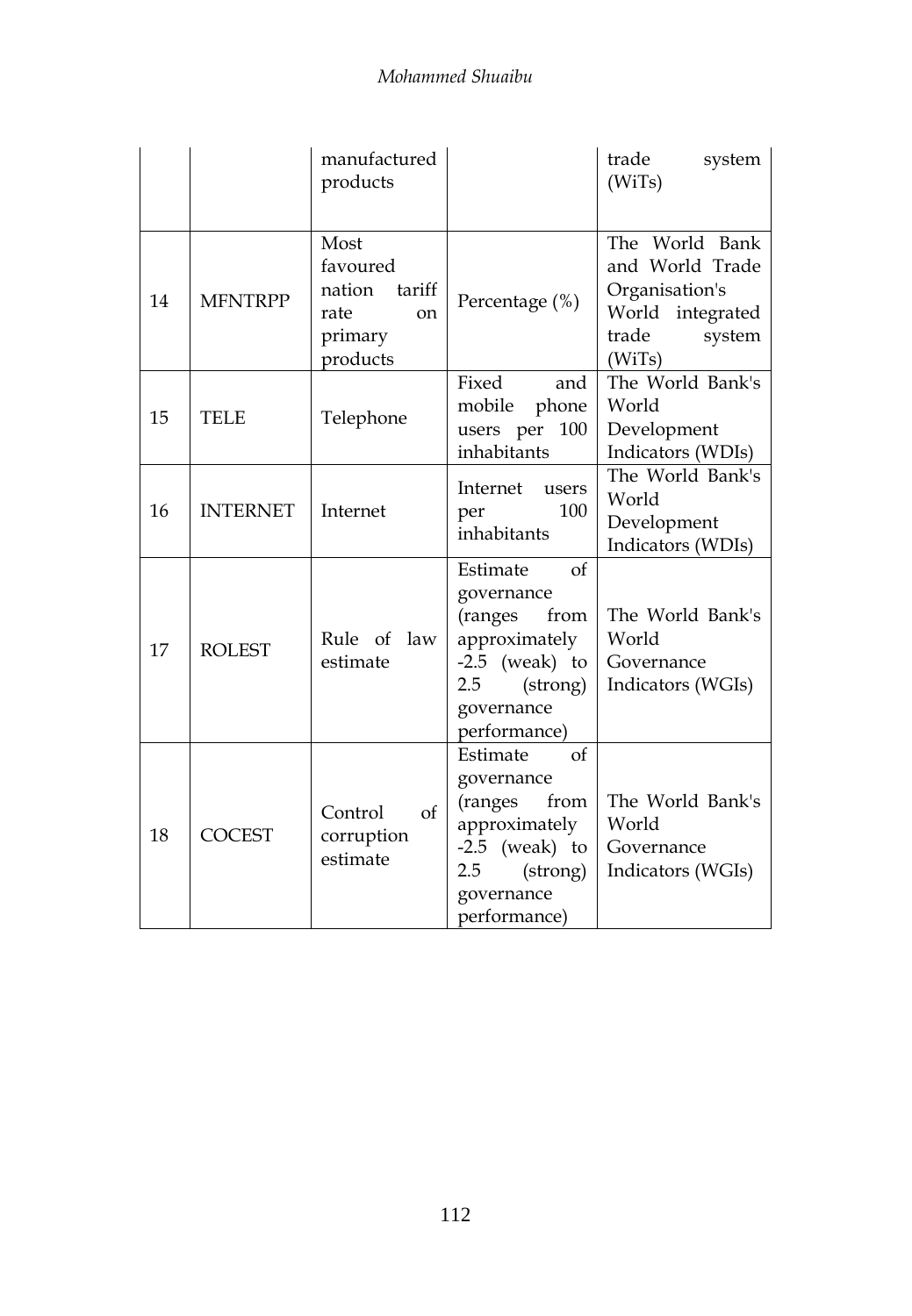| | | | | |
|---|---|---|---|---|
| | | manufactured products | | trade system (WiTs) |
| 14 | MFNTRPP | Most favoured nation tariff rate on primary products | Percentage (%) | The World Bank and World Trade Organisation's World integrated trade system (WiTs) |
| 15 | TELE | Telephone | Fixed and mobile phone users per 100 inhabitants | The World Bank's World Development Indicators (WDIs) |
| 16 | INTERNET | Internet | Internet users per 100 inhabitants | The World Bank's World Development Indicators (WDIs) |
| 17 | ROLEST | Rule of law estimate | Estimate of governance (ranges from approximately -2.5 (weak) to 2.5 (strong) governance performance) | The World Bank's World Governance Indicators (WGIs) |
| 18 | COCEST | Control of corruption estimate | Estimate of governance (ranges from approximately -2.5 (weak) to 2.5 (strong) governance performance) | The World Bank's World Governance Indicators (WGIs) |